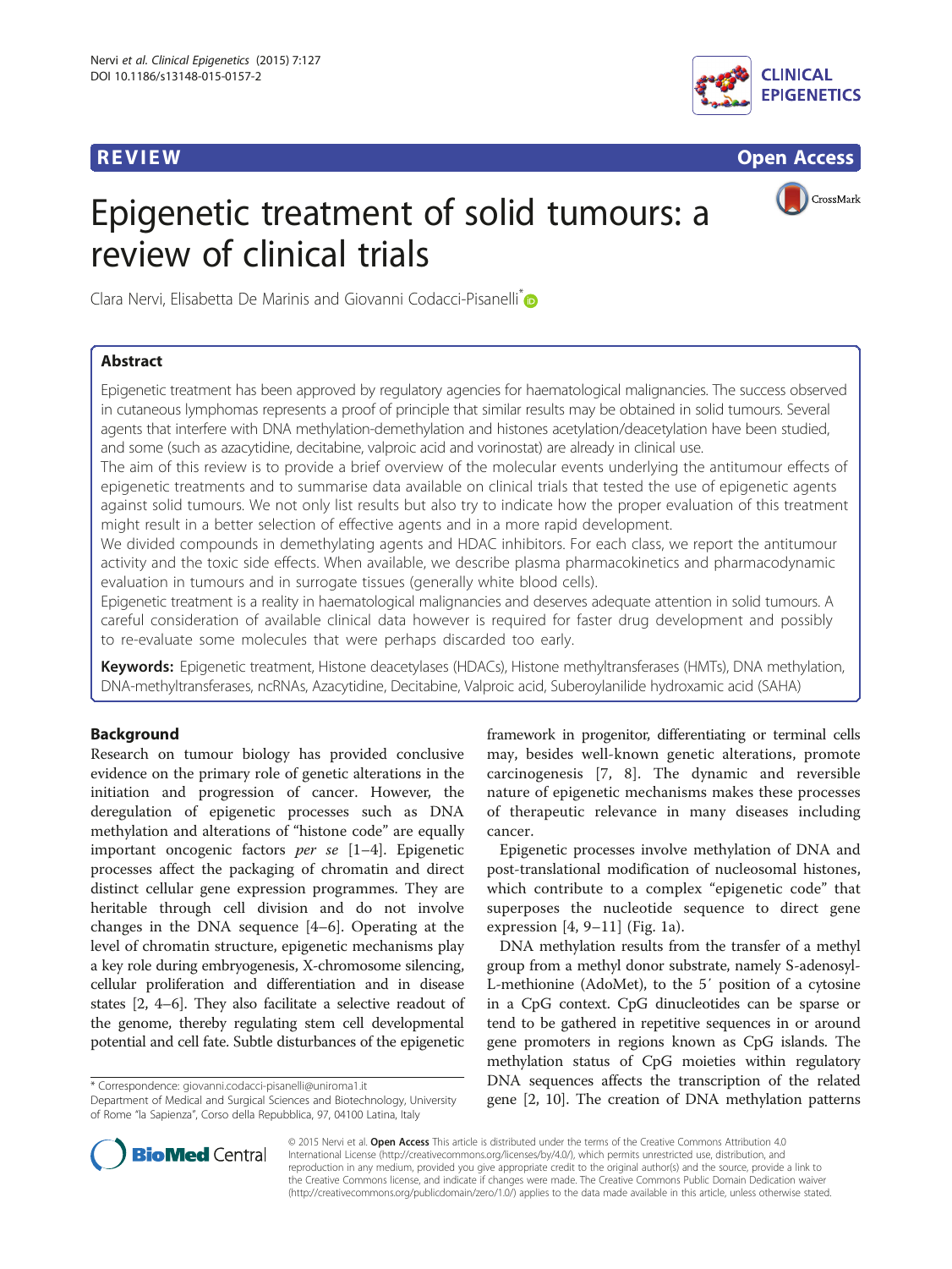REVIEW Open Access

# Epigenetic treatment of solid tumours: a review of clinical trials

Clara Nervi, Elisabetta De Marinis and Giovanni Codacci-Pisanelli*

## Abstract

Epigenetic treatment has been approved by regulatory agencies for haematological malignancies. The success observed in cutaneous lymphomas represents a proof of principle that similar results may be obtained in solid tumours. Several agents that interfere with DNA methylation-demethylation and histones acetylation/deacetylation have been studied, and some (such as azacytidine, decitabine, valproic acid and vorinostat) are already in clinical use.

The aim of this review is to provide a brief overview of the molecular events underlying the antitumour effects of epigenetic treatments and to summarise data available on clinical trials that tested the use of epigenetic agents against solid tumours. We not only list results but also try to indicate how the proper evaluation of this treatment might result in a better selection of effective agents and in a more rapid development.

We divided compounds in demethylating agents and HDAC inhibitors. For each class, we report the antitumour activity and the toxic side effects. When available, we describe plasma pharmacokinetics and pharmacodynamic evaluation in tumours and in surrogate tissues (generally white blood cells).

Epigenetic treatment is a reality in haematological malignancies and deserves adequate attention in solid tumours. A careful consideration of available clinical data however is required for faster drug development and possibly to re-evaluate some molecules that were perhaps discarded too early.

**Keywords:** Epigenetic treatment, Histone deacetylases (HDACs), Histone methyltransferases (HMTs), DNA methylation, DNA-methyltransferases, ncRNAs, Azacytidine, Decitabine, Valproic acid, Suberoylanilide hydroxamic acid (SAHA)

## Background

Research on tumour biology has provided conclusive evidence on the primary role of genetic alterations in the initiation and progression of cancer. However, the deregulation of epigenetic processes such as DNA methylation and alterations of "histone code" are equally important oncogenic factors *per se* [1–4]. Epigenetic processes affect the packaging of chromatin and direct distinct cellular gene expression programmes. They are heritable through cell division and do not involve changes in the DNA sequence [4–6]. Operating at the level of chromatin structure, epigenetic mechanisms play a key role during embryogenesis, X-chromosome silencing, cellular proliferation and differentiation and in disease states [2, 4–6]. They also facilitate a selective readout of the genome, thereby regulating stem cell developmental potential and cell fate. Subtle disturbances of the epigenetic framework in progenitor, differentiating or terminal cells may, besides well-known genetic alterations, promote carcinogenesis [7, 8]. The dynamic and reversible nature of epigenetic mechanisms makes these processes of therapeutic relevance in many diseases including cancer.

Epigenetic processes involve methylation of DNA and post-translational modification of nucleosomal histones, which contribute to a complex "epigenetic code" that superposes the nucleotide sequence to direct gene expression [4, 9–11] (Fig. 1a).

DNA methylation results from the transfer of a methyl group from a methyl donor substrate, namely S-adenosyl-L-methionine (AdoMet), to the 5′ position of a cytosine in a CpG context. CpG dinucleotides can be sparse or tend to be gathered in repetitive sequences in or around gene promoters in regions known as CpG islands. The methylation status of CpG moieties within regulatory DNA sequences affects the transcription of the related gene [2, 10]. The creation of DNA methylation patterns

\* Correspondence: giovanni.codacci-pisanelli@uniroma1.it
Department of Medical and Surgical Sciences and Biotechnology, University of Rome "la Sapienza", Corso della Repubblica, 97, 04100 Latina, Italy

© 2015 Nervi et al. **Open Access** This article is distributed under the terms of the Creative Commons Attribution 4.0 International License (http://creativecommons.org/licenses/by/4.0/), which permits unrestricted use, distribution, and reproduction in any medium, provided you give appropriate credit to the original author(s) and the source, provide a link to the Creative Commons license, and indicate if changes were made. The Creative Commons Public Domain Dedication waiver (http://creativecommons.org/publicdomain/zero/1.0/) applies to the data made available in this article, unless otherwise stated.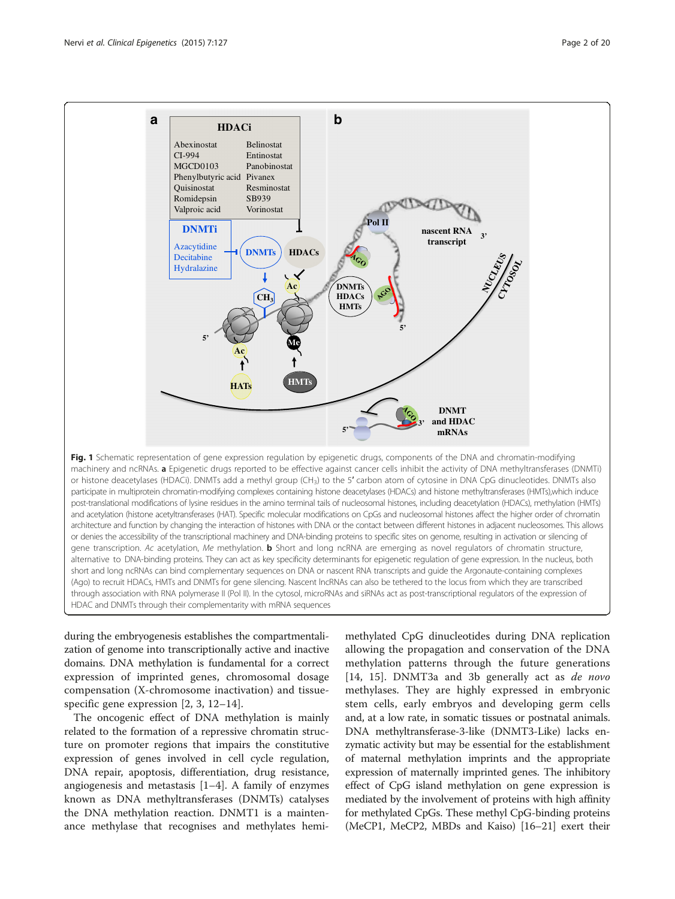**Fig. 1** Schematic representation of gene expression regulation by epigenetic drugs, components of the DNA and chromatin-modifying machinery and ncRNAs. **a** Epigenetic drugs reported to be effective against cancer cells inhibit the activity of DNA methyltransferases (DNMTi) or histone deacetylases (HDACi). DNMTs add a methyl group ($CH_3$) to the 5′ carbon atom of cytosine in DNA CpG dinucleotides. DNMTs also participate in multiprotein chromatin-modifying complexes containing histone deacetylases (HDACs) and histone methyltransferases (HMTs),which induce post-translational modifications of lysine residues in the amino terminal tails of nucleosomal histones, including deacetylation (HDACs), methylation (HMTs) and acetylation (histone acetyltransferases (HAT). Specific molecular modifications on CpGs and nucleosomal histones affect the higher order of chromatin architecture and function by changing the interaction of histones with DNA or the contact between different histones in adjacent nucleosomes. This allows or denies the accessibility of the transcriptional machinery and DNA-binding proteins to specific sites on genome, resulting in activation or silencing of gene transcription. *Ac* acetylation, *Me* methylation. **b** Short and long ncRNA are emerging as novel regulators of chromatin structure, alternative to DNA-binding proteins. They can act as key specificity determinants for epigenetic regulation of gene expression. In the nucleus, both short and long ncRNAs can bind complementary sequences on DNA or nascent RNA transcripts and guide the Argonaute-containing complexes (Ago) to recruit HDACs, HMTs and DNMTs for gene silencing. Nascent lncRNAs can also be tethered to the locus from which they are transcribed through association with RNA polymerase II (Pol II). In the cytosol, microRNAs and siRNAs act as post-transcriptional regulators of the expression of HDAC and DNMTs through their complementarity with mRNA sequences

during the embryogenesis establishes the compartmentalization of genome into transcriptionally active and inactive domains. DNA methylation is fundamental for a correct expression of imprinted genes, chromosomal dosage compensation (X-chromosome inactivation) and tissue-specific gene expression [2, 3, 12–14].

The oncogenic effect of DNA methylation is mainly related to the formation of a repressive chromatin structure on promoter regions that impairs the constitutive expression of genes involved in cell cycle regulation, DNA repair, apoptosis, differentiation, drug resistance, angiogenesis and metastasis [1–4]. A family of enzymes known as DNA methyltransferases (DNMTs) catalyses the DNA methylation reaction. DNMT1 is a maintenance methylase that recognises and methylates hemi-methylated CpG dinucleotides during DNA replication allowing the propagation and conservation of the DNA methylation patterns through the future generations [14, 15]. DNMT3a and 3b generally act as *de novo* methylases. They are highly expressed in embryonic stem cells, early embryos and developing germ cells and, at a low rate, in somatic tissues or postnatal animals. DNA methyltransferase-3-like (DNMT3-Like) lacks enzymatic activity but may be essential for the establishment of maternal methylation imprints and the appropriate expression of maternally imprinted genes. The inhibitory effect of CpG island methylation on gene expression is mediated by the involvement of proteins with high affinity for methylated CpGs. These methyl CpG-binding proteins (MeCP1, MeCP2, MBDs and Kaiso) [16–21] exert their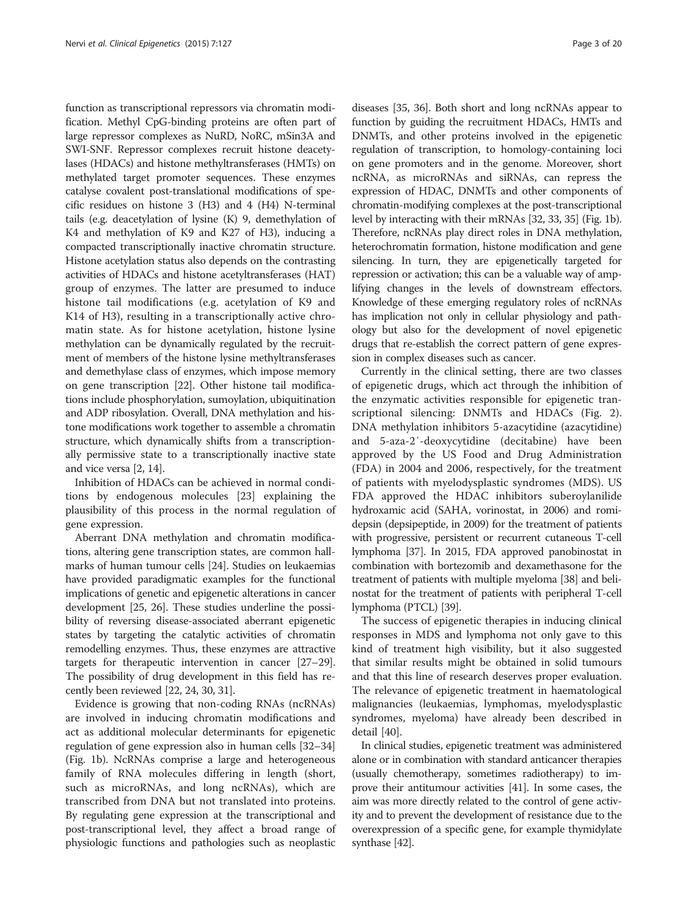function as transcriptional repressors via chromatin modification. Methyl CpG-binding proteins are often part of large repressor complexes as NuRD, NoRC, mSin3A and SWI-SNF. Repressor complexes recruit histone deacetylases (HDACs) and histone methyltransferases (HMTs) on methylated target promoter sequences. These enzymes catalyse covalent post-translational modifications of specific residues on histone 3 (H3) and 4 (H4) N-terminal tails (e.g. deacetylation of lysine (K) 9, demethylation of K4 and methylation of K9 and K27 of H3), inducing a compacted transcriptionally inactive chromatin structure. Histone acetylation status also depends on the contrasting activities of HDACs and histone acetyltransferases (HAT) group of enzymes. The latter are presumed to induce histone tail modifications (e.g. acetylation of K9 and K14 of H3), resulting in a transcriptionally active chromatin state. As for histone acetylation, histone lysine methylation can be dynamically regulated by the recruitment of members of the histone lysine methyltransferases and demethylase class of enzymes, which impose memory on gene transcription [22]. Other histone tail modifications include phosphorylation, sumoylation, ubiquitination and ADP ribosylation. Overall, DNA methylation and histone modifications work together to assemble a chromatin structure, which dynamically shifts from a transcriptionally permissive state to a transcriptionally inactive state and vice versa [2, 14].

Inhibition of HDACs can be achieved in normal conditions by endogenous molecules [23] explaining the plausibility of this process in the normal regulation of gene expression.

Aberrant DNA methylation and chromatin modifications, altering gene transcription states, are common hallmarks of human tumour cells [24]. Studies on leukaemias have provided paradigmatic examples for the functional implications of genetic and epigenetic alterations in cancer development [25, 26]. These studies underline the possibility of reversing disease-associated aberrant epigenetic states by targeting the catalytic activities of chromatin remodelling enzymes. Thus, these enzymes are attractive targets for therapeutic intervention in cancer [27–29]. The possibility of drug development in this field has recently been reviewed [22, 24, 30, 31].

Evidence is growing that non-coding RNAs (ncRNAs) are involved in inducing chromatin modifications and act as additional molecular determinants for epigenetic regulation of gene expression also in human cells [32–34] (Fig. 1b). NcRNAs comprise a large and heterogeneous family of RNA molecules differing in length (short, such as microRNAs, and long ncRNAs), which are transcribed from DNA but not translated into proteins. By regulating gene expression at the transcriptional and post-transcriptional level, they affect a broad range of physiologic functions and pathologies such as neoplastic diseases [35, 36]. Both short and long ncRNAs appear to function by guiding the recruitment HDACs, HMTs and DNMTs, and other proteins involved in the epigenetic regulation of transcription, to homology-containing loci on gene promoters and in the genome. Moreover, short ncRNA, as microRNAs and siRNAs, can repress the expression of HDAC, DNMTs and other components of chromatin-modifying complexes at the post-transcriptional level by interacting with their mRNAs [32, 33, 35] (Fig. 1b). Therefore, ncRNAs play direct roles in DNA methylation, heterochromatin formation, histone modification and gene silencing. In turn, they are epigenetically targeted for repression or activation; this can be a valuable way of amplifying changes in the levels of downstream effectors. Knowledge of these emerging regulatory roles of ncRNAs has implication not only in cellular physiology and pathology but also for the development of novel epigenetic drugs that re-establish the correct pattern of gene expression in complex diseases such as cancer.

Currently in the clinical setting, there are two classes of epigenetic drugs, which act through the inhibition of the enzymatic activities responsible for epigenetic transcriptional silencing: DNMTs and HDACs (Fig. 2). DNA methylation inhibitors 5-azacytidine (azacytidine) and 5-aza-2′-deoxycytidine (decitabine) have been approved by the US Food and Drug Administration (FDA) in 2004 and 2006, respectively, for the treatment of patients with myelodysplastic syndromes (MDS). US FDA approved the HDAC inhibitors suberoylanilide hydroxamic acid (SAHA, vorinostat, in 2006) and romidepsin (depsipeptide, in 2009) for the treatment of patients with progressive, persistent or recurrent cutaneous T-cell lymphoma [37]. In 2015, FDA approved panobinostat in combination with bortezomib and dexamethasone for the treatment of patients with multiple myeloma [38] and belinostat for the treatment of patients with peripheral T-cell lymphoma (PTCL) [39].

The success of epigenetic therapies in inducing clinical responses in MDS and lymphoma not only gave to this kind of treatment high visibility, but it also suggested that similar results might be obtained in solid tumours and that this line of research deserves proper evaluation. The relevance of epigenetic treatment in haematological malignancies (leukaemias, lymphomas, myelodysplastic syndromes, myeloma) have already been described in detail [40].

In clinical studies, epigenetic treatment was administered alone or in combination with standard anticancer therapies (usually chemotherapy, sometimes radiotherapy) to improve their antitumour activities [41]. In some cases, the aim was more directly related to the control of gene activity and to prevent the development of resistance due to the overexpression of a specific gene, for example thymidylate synthase [42].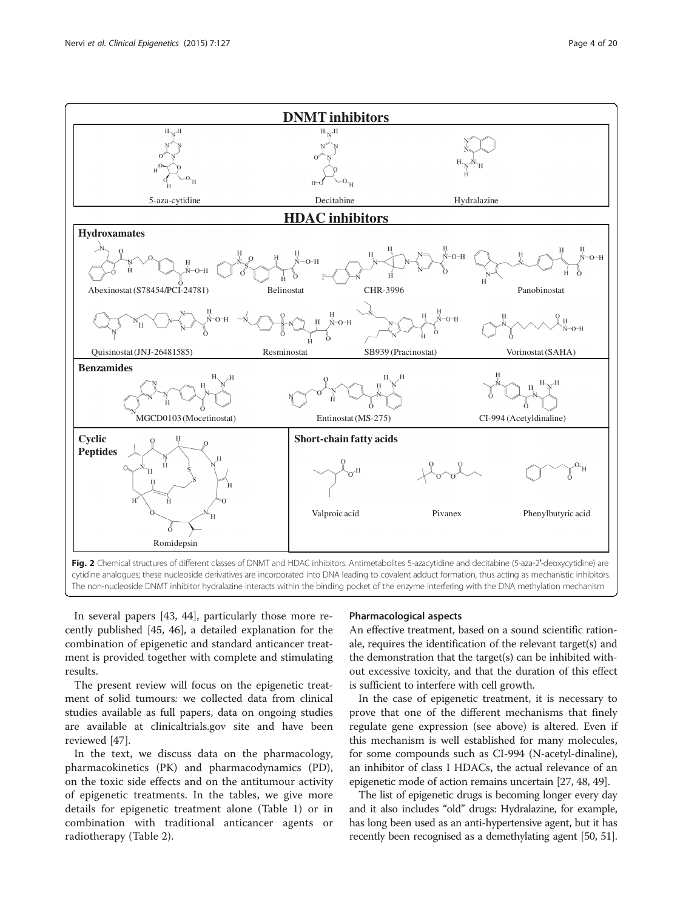**DNMT inhibitors**

5-aza-cytidine | Decitabine | Hydralazine

**HDAC inhibitors**

**Hydroxamates**

Abexinostat (S78454/PCI-24781) | Belinostat | CHR-3996 | Panobinostat

Quisinostat (JNJ-26481585) | Resminostat | SB939 (Pracinostat) | Vorinostat (SAHA)

**Benzamides**

MGCD0103 (Mocetinostat) | Entinostat (MS-275) | CI-994 (Acetyldinaline)

**Cyclic Peptides**

Romidepsin

**Short-chain fatty acids**

Valproic acid | Pivanex | Phenylbutyric acid

**Fig. 2** Chemical structures of different classes of DNMT and HDAC inhibitors. Antimetabolites 5-azacytidine and decitabine (5-aza-2′-deoxycytidine) are cytidine analogues; these nucleoside derivatives are incorporated into DNA leading to covalent adduct formation, thus acting as mechanistic inhibitors. The non-nucleoside DNMT inhibitor hydralazine interacts within the binding pocket of the enzyme interfering with the DNA methylation mechanism

In several papers [43, 44], particularly those more recently published [45, 46], a detailed explanation for the combination of epigenetic and standard anticancer treatment is provided together with complete and stimulating results.

The present review will focus on the epigenetic treatment of solid tumours: we collected data from clinical studies available as full papers, data on ongoing studies are available at clinicaltrials.gov site and have been reviewed [47].

In the text, we discuss data on the pharmacology, pharmacokinetics (PK) and pharmacodynamics (PD), on the toxic side effects and on the antitumour activity of epigenetic treatments. In the tables, we give more details for epigenetic treatment alone (Table 1) or in combination with traditional anticancer agents or radiotherapy (Table 2).

### Pharmacological aspects

An effective treatment, based on a sound scientific rationale, requires the identification of the relevant target(s) and the demonstration that the target(s) can be inhibited without excessive toxicity, and that the duration of this effect is sufficient to interfere with cell growth.

In the case of epigenetic treatment, it is necessary to prove that one of the different mechanisms that finely regulate gene expression (see above) is altered. Even if this mechanism is well established for many molecules, for some compounds such as CI-994 (N-acetyl-dinaline), an inhibitor of class I HDACs, the actual relevance of an epigenetic mode of action remains uncertain [27, 48, 49].

The list of epigenetic drugs is becoming longer every day and it also includes "old" drugs: Hydralazine, for example, has long been used as an anti-hypertensive agent, but it has recently been recognised as a demethylating agent [50, 51].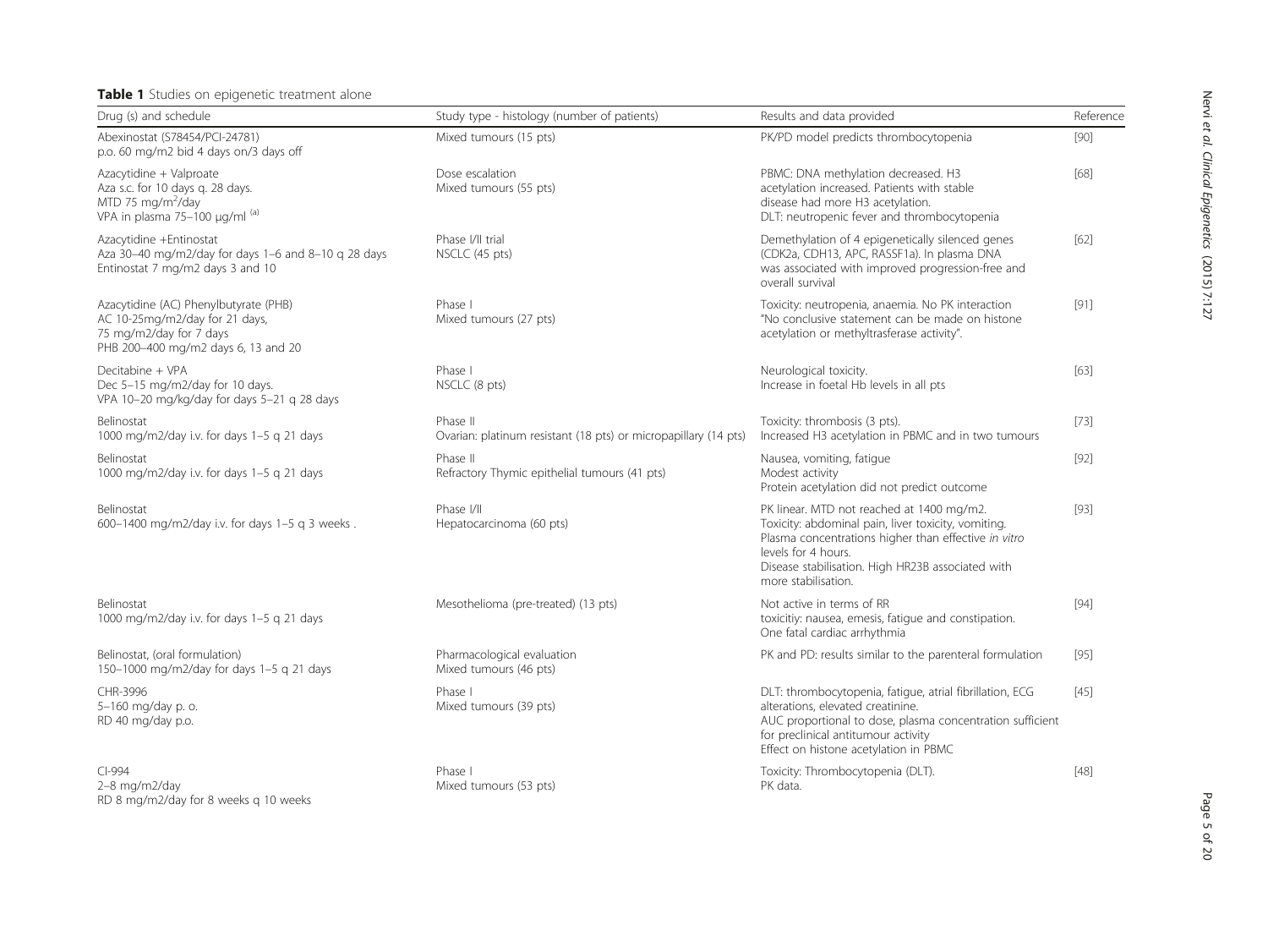**Table 1** Studies on epigenetic treatment alone

| Drug (s) and schedule | Study type - histology (number of patients) | Results and data provided | Reference |
|---|---|---|---|
| Abexinostat (S78454/PCI-24781)<br>p.o. 60 mg/m2 bid 4 days on/3 days off | Mixed tumours (15 pts) | PK/PD model predicts thrombocytopenia | [90] |
| Azacytidine + Valproate<br>Aza s.c. for 10 days q. 28 days.<br>MTD 75 mg/m$^2$/day<br>VPA in plasma 75–100 μg/ml [(a)] | Dose escalation<br>Mixed tumours (55 pts) | PBMC: DNA methylation decreased. H3 acetylation increased. Patients with stable disease had more H3 acetylation.<br>DLT: neutropenic fever and thrombocytopenia | [68] |
| Azacytidine +Entinostat<br>Aza 30–40 mg/m2/day for days 1–6 and 8–10 q 28 days<br>Entinostat 7 mg/m2 days 3 and 10 | Phase I/II trial<br>NSCLC (45 pts) | Demethylation of 4 epigenetically silenced genes (CDK2a, CDH13, APC, RASSF1a). In plasma DNA was associated with improved progression-free and overall survival | [62] |
| Azacytidine (AC) Phenylbutyrate (PHB)<br>AC 10-25mg/m2/day for 21 days,<br>75 mg/m2/day for 7 days<br>PHB 200–400 mg/m2 days 6, 13 and 20 | Phase I<br>Mixed tumours (27 pts) | Toxicity: neutropenia, anaemia. No PK interaction<br>"No conclusive statement can be made on histone acetylation or methyltrasferase activity". | [91] |
| Decitabine + VPA<br>Dec 5–15 mg/m2/day for 10 days.<br>VPA 10–20 mg/kg/day for days 5–21 q 28 days | Phase I<br>NSCLC (8 pts) | Neurological toxicity.<br>Increase in foetal Hb levels in all pts | [63] |
| Belinostat<br>1000 mg/m2/day i.v. for days 1–5 q 21 days | Phase II<br>Ovarian: platinum resistant (18 pts) or micropapillary (14 pts) | Toxicity: thrombosis (3 pts).<br>Increased H3 acetylation in PBMC and in two tumours | [73] |
| Belinostat<br>1000 mg/m2/day i.v. for days 1–5 q 21 days | Phase II<br>Refractory Thymic epithelial tumours (41 pts) | Nausea, vomiting, fatigue<br>Modest activity<br>Protein acetylation did not predict outcome | [92] |
| Belinostat<br>600–1400 mg/m2/day i.v. for days 1–5 q 3 weeks . | Phase I/II<br>Hepatocarcinoma (60 pts) | PK linear. MTD not reached at 1400 mg/m2.<br>Toxicity: abdominal pain, liver toxicity, vomiting.<br>Plasma concentrations higher than effective *in vitro* levels for 4 hours.<br>Disease stabilisation. High HR23B associated with more stabilisation. | [93] |
| Belinostat<br>1000 mg/m2/day i.v. for days 1–5 q 21 days | Mesothelioma (pre-treated) (13 pts) | Not active in terms of RR<br>toxicitiy: nausea, emesis, fatigue and constipation.<br>One fatal cardiac arrhythmia | [94] |
| Belinostat, (oral formulation)<br>150–1000 mg/m2/day for days 1–5 q 21 days | Pharmacological evaluation<br>Mixed tumours (46 pts) | PK and PD: results similar to the parenteral formulation | [95] |
| CHR-3996<br>5–160 mg/day p. o.<br>RD 40 mg/day p.o. | Phase I<br>Mixed tumours (39 pts) | DLT: thrombocytopenia, fatigue, atrial fibrillation, ECG alterations, elevated creatinine.<br>AUC proportional to dose, plasma concentration sufficient for preclinical antitumour activity<br>Effect on histone acetylation in PBMC | [45] |
| CI-994<br>2–8 mg/m2/day<br>RD 8 mg/m2/day for 8 weeks q 10 weeks | Phase I<br>Mixed tumours (53 pts) | Toxicity: Thrombocytopenia (DLT).<br>PK data. | [48] |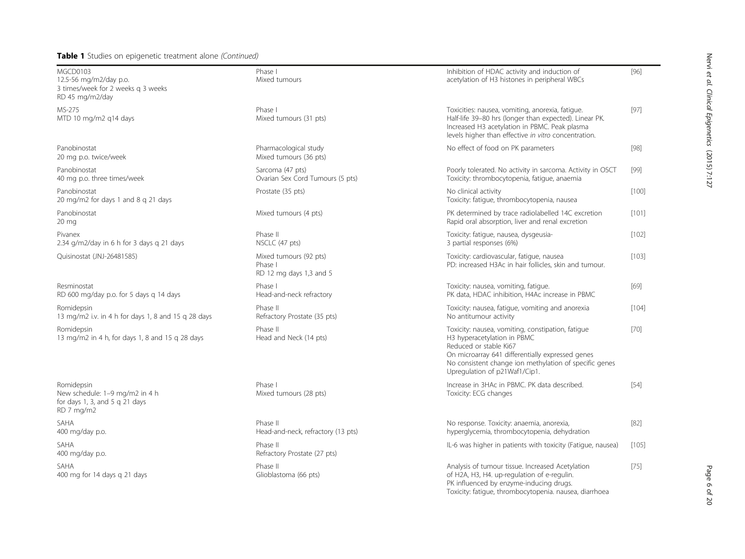**Table 1** Studies on epigenetic treatment alone *(Continued)*

| | | | |
|---|---|---|---|
| MGCD0103<br>12.5-56 mg/m2/day p.o.<br>3 times/week for 2 weeks q 3 weeks<br>RD 45 mg/m2/day | Phase I<br>Mixed tumours | Inhibition of HDAC activity and induction of acetylation of H3 histones in peripheral WBCs | [96] |
| MS-275<br>MTD 10 mg/m2 q14 days | Phase I<br>Mixed tumours (31 pts) | Toxicities: nausea, vomiting, anorexia, fatigue.<br>Half-life 39–80 hrs (longer than expected). Linear PK.<br>Increased H3 acetylation in PBMC. Peak plasma levels higher than effective *in vitro* concentration. | [97] |
| Panobinostat<br>20 mg p.o. twice/week | Pharmacological study<br>Mixed tumours (36 pts) | No effect of food on PK parameters | [98] |
| Panobinostat<br>40 mg p.o. three times/week | Sarcoma (47 pts)<br>Ovarian Sex Cord Tumours (5 pts) | Poorly tolerated. No activity in sarcoma. Activity in OSCT<br>Toxicity: thrombocytopenia, fatigue, anaemia | [99] |
| Panobinostat<br>20 mg/m2 for days 1 and 8 q 21 days | Prostate (35 pts) | No clinical activity<br>Toxicity: fatigue, thrombocytopenia, nausea | [100] |
| Panobinostat<br>20 mg | Mixed tumours (4 pts) | PK determined by trace radiolabelled 14C excretion<br>Rapid oral absorption, liver and renal excretion | [101] |
| Pivanex<br>2.34 g/m2/day in 6 h for 3 days q 21 days | Phase II<br>NSCLC (47 pts) | Toxicity: fatigue, nausea, dysgeusia-<br>3 partial responses (6%) | [102] |
| Quisinostat (JNJ-26481585) | Mixed tumours (92 pts)<br>Phase I<br>RD 12 mg days 1,3 and 5 | Toxicity: cardiovascular, fatigue, nausea<br>PD: increased H3Ac in hair follicles, skin and tumour. | [103] |
| Resminostat<br>RD 600 mg/day p.o. for 5 days q 14 days | Phase I<br>Head-and-neck refractory | Toxicity: nausea, vomiting, fatigue.<br>PK data, HDAC inhibition, H4Ac increase in PBMC | [69] |
| Romidepsin<br>13 mg/m2 i.v. in 4 h for days 1, 8 and 15 q 28 days | Phase II<br>Refractory Prostate (35 pts) | Toxicity: nausea, fatigue, vomiting and anorexia<br>No antitumour activity | [104] |
| Romidepsin<br>13 mg/m2 in 4 h, for days 1, 8 and 15 q 28 days | Phase II<br>Head and Neck (14 pts) | Toxicity: nausea, vomiting, constipation, fatigue<br>H3 hyperacetylation in PBMC<br>Reduced or stable Ki67<br>On microarray 641 differentially expressed genes<br>No consistent change ion methylation of specific genes<br>Upregulation of p21Waf1/Cip1. | [70] |
| Romidepsin<br>New schedule: 1–9 mg/m2 in 4 h<br>for days 1, 3, and 5 q 21 days<br>RD 7 mg/m2 | Phase I<br>Mixed tumours (28 pts) | Increase in 3HAc in PBMC. PK data described.<br>Toxicity: ECG changes | [54] |
| SAHA<br>400 mg/day p.o. | Phase II<br>Head-and-neck, refractory (13 pts) | No response. Toxicity: anaemia, anorexia, hyperglycemia, thrombocytopenia, dehydration | [82] |
| SAHA<br>400 mg/day p.o. | Phase II<br>Refractory Prostate (27 pts) | IL-6 was higher in patients with toxicity (Fatigue, nausea) | [105] |
| SAHA<br>400 mg for 14 days q 21 days | Phase II<br>Glioblastoma (66 pts) | Analysis of tumour tissue. Increased Acetylation of H2A, H3, H4. up-regulation of e-regulin.<br>PK influenced by enzyme-inducing drugs.<br>Toxicity: fatigue, thrombocytopenia. nausea, diarrhoea | [75] |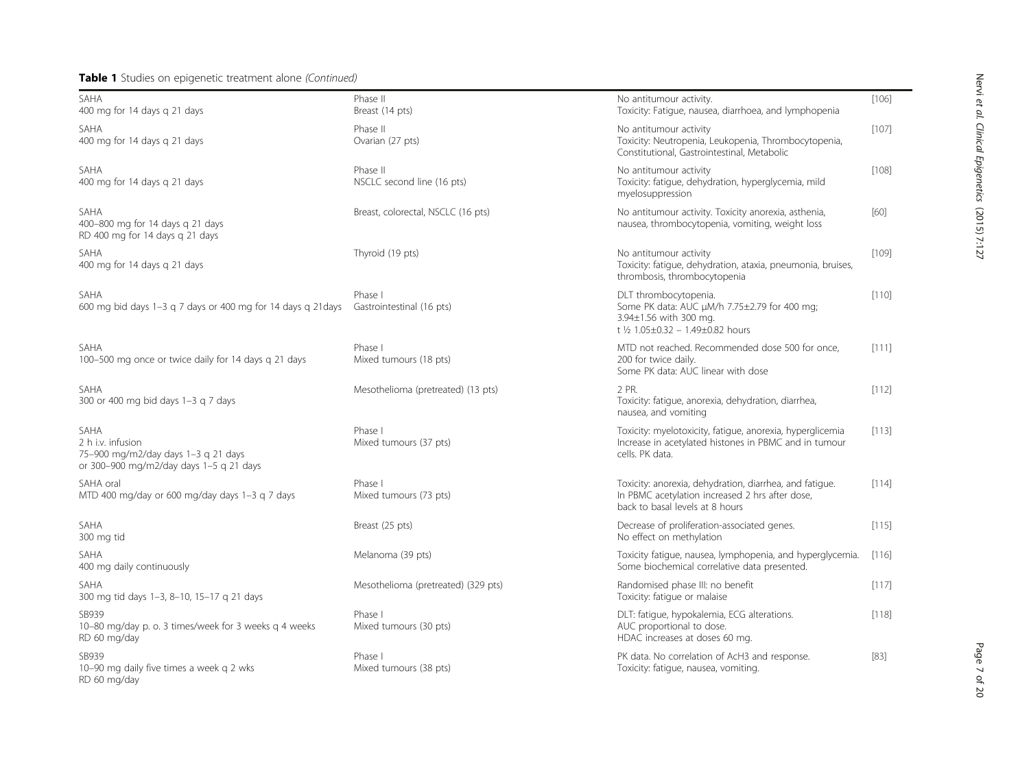**Table 1** Studies on epigenetic treatment alone *(Continued)*

| | | | |
|---|---|---|---|
| SAHA<br>400 mg for 14 days q 21 days | Phase II<br>Breast (14 pts) | No antitumour activity.<br>Toxicity: Fatigue, nausea, diarrhoea, and lymphopenia | [106] |
| SAHA<br>400 mg for 14 days q 21 days | Phase II<br>Ovarian (27 pts) | No antitumour activity<br>Toxicity: Neutropenia, Leukopenia, Thrombocytopenia, Constitutional, Gastrointestinal, Metabolic | [107] |
| SAHA<br>400 mg for 14 days q 21 days | Phase II<br>NSCLC second line (16 pts) | No antitumour activity<br>Toxicity: fatigue, dehydration, hyperglycemia, mild myelosuppression | [108] |
| SAHA<br>400–800 mg for 14 days q 21 days<br>RD 400 mg for 14 days q 21 days | Breast, colorectal, NSCLC (16 pts) | No antitumour activity. Toxicity anorexia, asthenia, nausea, thrombocytopenia, vomiting, weight loss | [60] |
| SAHA<br>400 mg for 14 days q 21 days | Thyroid (19 pts) | No antitumour activity<br>Toxicity: fatigue, dehydration, ataxia, pneumonia, bruises, thrombosis, thrombocytopenia | [109] |
| SAHA<br>600 mg bid days 1–3 q 7 days or 400 mg for 14 days q 21days | Phase I<br>Gastrointestinal (16 pts) | DLT thrombocytopenia.<br>Some PK data: AUC μM/h 7.75±2.79 for 400 mg; 3.94±1.56 with 300 mg.<br>t ½ 1.05±0.32 – 1.49±0.82 hours | [110] |
| SAHA<br>100–500 mg once or twice daily for 14 days q 21 days | Phase I<br>Mixed tumours (18 pts) | MTD not reached. Recommended dose 500 for once, 200 for twice daily.<br>Some PK data: AUC linear with dose | [111] |
| SAHA<br>300 or 400 mg bid days 1–3 q 7 days | Mesothelioma (pretreated) (13 pts) | 2 PR.<br>Toxicity: fatigue, anorexia, dehydration, diarrhea, nausea, and vomiting | [112] |
| SAHA<br>2 h i.v. infusion<br>75–900 mg/m2/day days 1–3 q 21 days<br>or 300–900 mg/m2/day days 1–5 q 21 days | Phase I<br>Mixed tumours (37 pts) | Toxicity: myelotoxicity, fatigue, anorexia, hyperglicemia<br>Increase in acetylated histones in PBMC and in tumour cells. PK data. | [113] |
| SAHA oral<br>MTD 400 mg/day or 600 mg/day days 1–3 q 7 days | Phase I<br>Mixed tumours (73 pts) | Toxicity: anorexia, dehydration, diarrhea, and fatigue.<br>In PBMC acetylation increased 2 hrs after dose, back to basal levels at 8 hours | [114] |
| SAHA<br>300 mg tid | Breast (25 pts) | Decrease of proliferation-associated genes.<br>No effect on methylation | [115] |
| SAHA<br>400 mg daily continuously | Melanoma (39 pts) | Toxicity fatigue, nausea, lymphopenia, and hyperglycemia.<br>Some biochemical correlative data presented. | [116] |
| SAHA<br>300 mg tid days 1–3, 8–10, 15–17 q 21 days | Mesothelioma (pretreated) (329 pts) | Randomised phase III: no benefit<br>Toxicity: fatigue or malaise | [117] |
| SB939<br>10–80 mg/day p. o. 3 times/week for 3 weeks q 4 weeks<br>RD 60 mg/day | Phase I<br>Mixed tumours (30 pts) | DLT: fatigue, hypokalemia, ECG alterations.<br>AUC proportional to dose.<br>HDAC increases at doses 60 mg. | [118] |
| SB939<br>10–90 mg daily five times a week q 2 wks<br>RD 60 mg/day | Phase I<br>Mixed tumours (38 pts) | PK data. No correlation of AcH3 and response.<br>Toxicity: fatigue, nausea, vomiting. | [83] |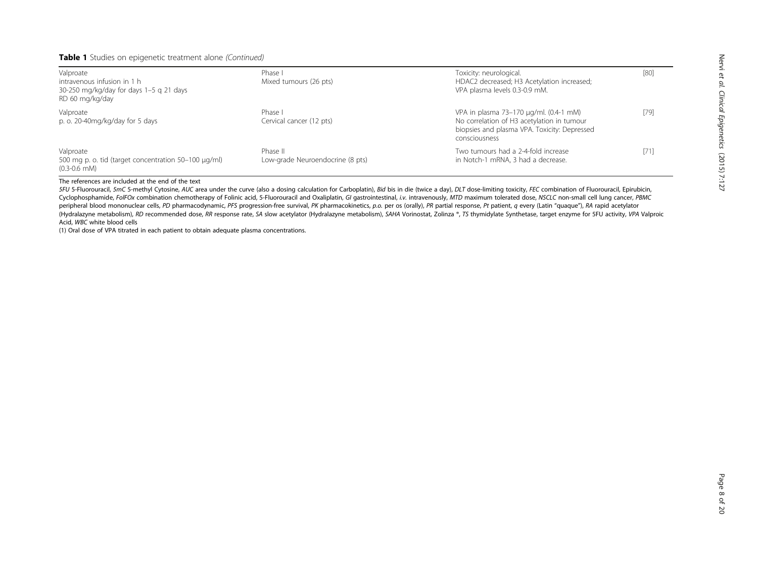**Table 1** Studies on epigenetic treatment alone *(Continued)*

| | | | |
|---|---|---|---|
| Valproate<br>intravenous infusion in 1 h<br>30-250 mg/kg/day for days 1–5 q 21 days<br>RD 60 mg/kg/day | Phase I<br>Mixed tumours (26 pts) | Toxicity: neurological.<br>HDAC2 decreased; H3 Acetylation increased;<br>VPA plasma levels 0.3-0.9 mM. | [80] |
| Valproate<br>p. o. 20-40mg/kg/day for 5 days | Phase I<br>Cervical cancer (12 pts) | VPA in plasma 73–170 μg/ml. (0.4-1 mM)<br>No correlation of H3 acetylation in tumour biopsies and plasma VPA. Toxicity: Depressed consciousness | [79] |
| Valproate<br>500 mg p. o. tid (target concentration 50–100 μg/ml) (0.3-0.6 mM) | Phase II<br>Low-grade Neuroendocrine (8 pts) | Two tumours had a 2-4-fold increase in Notch-1 mRNA, 3 had a decrease. | [71] |

The references are included at the end of the text

*5FU* 5-Fluorouracil, *5mC* 5-methyl Cytosine, *AUC* area under the curve (also a dosing calculation for Carboplatin), *Bid* bis in die (twice a day), *DLT* dose-limiting toxicity, *FEC* combination of Fluorouracil, Epirubicin, Cyclophosphamide, *FolFOx* combination chemotherapy of Folinic acid, 5-Fluorouracil and Oxaliplatin, *GI* gastrointestinal, *i.v.* intravenously, *MTD* maximum tolerated dose, *NSCLC* non-small cell lung cancer, *PBMC* peripheral blood mononuclear cells, *PD* pharmacodynamic, *PFS* progression-free survival, *PK* pharmacokinetics, *p.o.* per os (orally), *PR* partial response, *Pt* patient, *q* every (Latin "quaque"), *RA* rapid acetylator (Hydralazyne metabolism), *RD* recommended dose, *RR* response rate, *SA* slow acetylator (Hydralazyne metabolism), *SAHA* Vorinostat, Zolinza ®, *TS* thymidylate Synthetase, target enzyme for 5FU activity, *VPA* Valproic Acid, *WBC* white blood cells

(1) Oral dose of VPA titrated in each patient to obtain adequate plasma concentrations.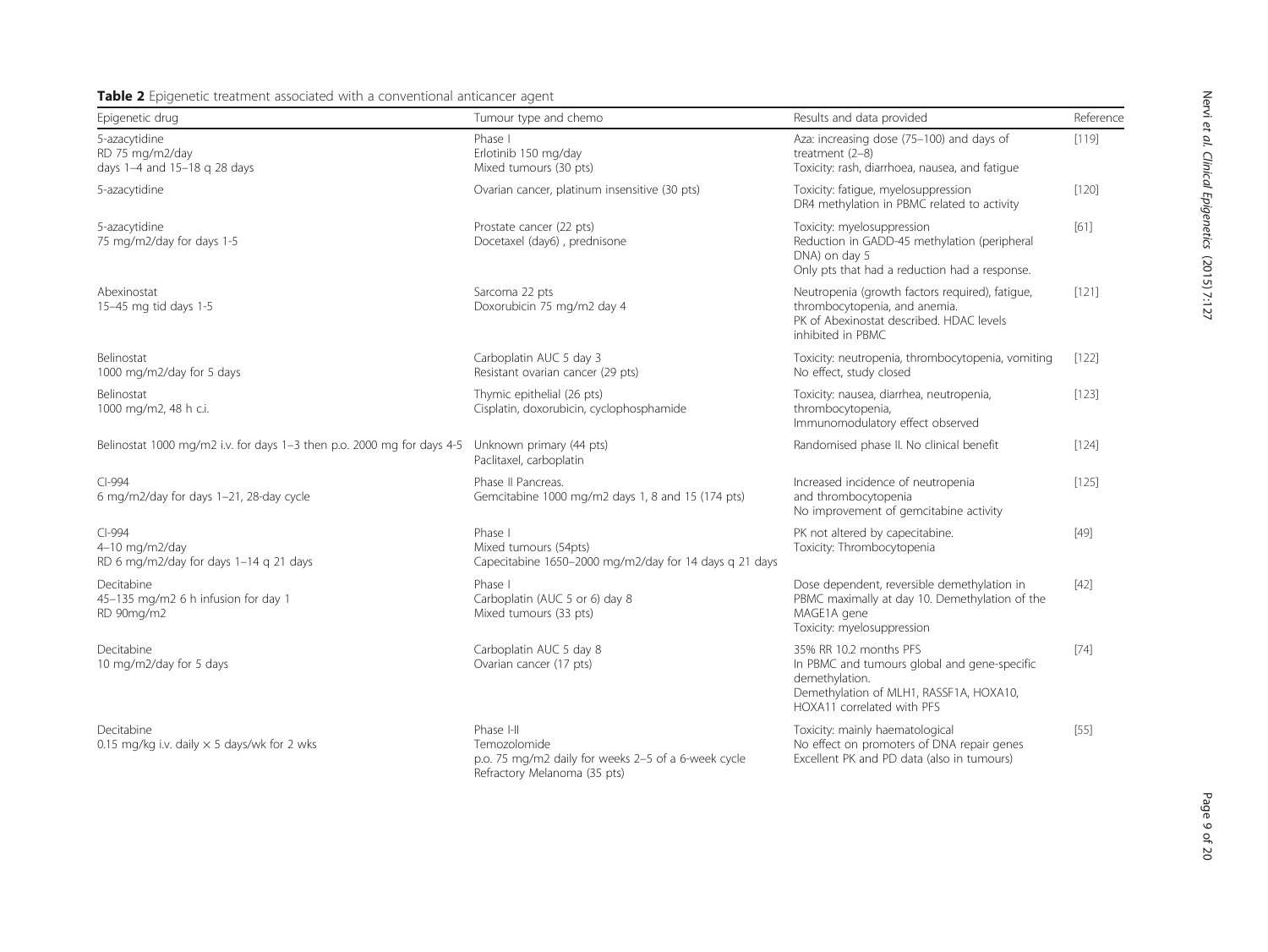**Table 2** Epigenetic treatment associated with a conventional anticancer agent

| Epigenetic drug | Tumour type and chemo | Results and data provided | Reference |
|---|---|---|---|
| 5-azacytidine<br>RD 75 mg/m2/day<br>days 1–4 and 15–18 q 28 days | Phase I<br>Erlotinib 150 mg/day<br>Mixed tumours (30 pts) | Aza: increasing dose (75–100) and days of treatment (2–8)<br>Toxicity: rash, diarrhoea, nausea, and fatigue | [119] |
| 5-azacytidine | Ovarian cancer, platinum insensitive (30 pts) | Toxicity: fatigue, myelosuppression<br>DR4 methylation in PBMC related to activity | [120] |
| 5-azacytidine<br>75 mg/m2/day for days 1-5 | Prostate cancer (22 pts)<br>Docetaxel (day6) , prednisone | Toxicity: myelosuppression<br>Reduction in GADD-45 methylation (peripheral DNA) on day 5<br>Only pts that had a reduction had a response. | [61] |
| Abexinostat<br>15–45 mg tid days 1-5 | Sarcoma 22 pts<br>Doxorubicin 75 mg/m2 day 4 | Neutropenia (growth factors required), fatigue, thrombocytopenia, and anemia.<br>PK of Abexinostat described. HDAC levels inhibited in PBMC | [121] |
| Belinostat<br>1000 mg/m2/day for 5 days | Carboplatin AUC 5 day 3<br>Resistant ovarian cancer (29 pts) | Toxicity: neutropenia, thrombocytopenia, vomiting<br>No effect, study closed | [122] |
| Belinostat<br>1000 mg/m2, 48 h c.i. | Thymic epithelial (26 pts)<br>Cisplatin, doxorubicin, cyclophosphamide | Toxicity: nausea, diarrhea, neutropenia, thrombocytopenia,<br>Immunomodulatory effect observed | [123] |
| Belinostat 1000 mg/m2 i.v. for days 1–3 then p.o. 2000 mg for days 4-5 | Unknown primary (44 pts)<br>Paclitaxel, carboplatin | Randomised phase II. No clinical benefit | [124] |
| CI-994<br>6 mg/m2/day for days 1–21, 28-day cycle | Phase II Pancreas.<br>Gemcitabine 1000 mg/m2 days 1, 8 and 15 (174 pts) | Increased incidence of neutropenia and thrombocytopenia<br>No improvement of gemcitabine activity | [125] |
| CI-994<br>4–10 mg/m2/day<br>RD 6 mg/m2/day for days 1–14 q 21 days | Phase I<br>Mixed tumours (54pts)<br>Capecitabine 1650–2000 mg/m2/day for 14 days q 21 days | PK not altered by capecitabine.<br>Toxicity: Thrombocytopenia | [49] |
| Decitabine<br>45–135 mg/m2 6 h infusion for day 1<br>RD 90mg/m2 | Phase I<br>Carboplatin (AUC 5 or 6) day 8<br>Mixed tumours (33 pts) | Dose dependent, reversible demethylation in PBMC maximally at day 10. Demethylation of the MAGE1A gene<br>Toxicity: myelosuppression | [42] |
| Decitabine<br>10 mg/m2/day for 5 days | Carboplatin AUC 5 day 8<br>Ovarian cancer (17 pts) | 35% RR 10.2 months PFS<br>In PBMC and tumours global and gene-specific demethylation.<br>Demethylation of MLH1, RASSF1A, HOXA10, HOXA11 correlated with PFS | [74] |
| Decitabine<br>0.15 mg/kg i.v. daily × 5 days/wk for 2 wks | Phase I-II<br>Temozolomide<br>p.o. 75 mg/m2 daily for weeks 2–5 of a 6-week cycle<br>Refractory Melanoma (35 pts) | Toxicity: mainly haematological<br>No effect on promoters of DNA repair genes<br>Excellent PK and PD data (also in tumours) | [55] |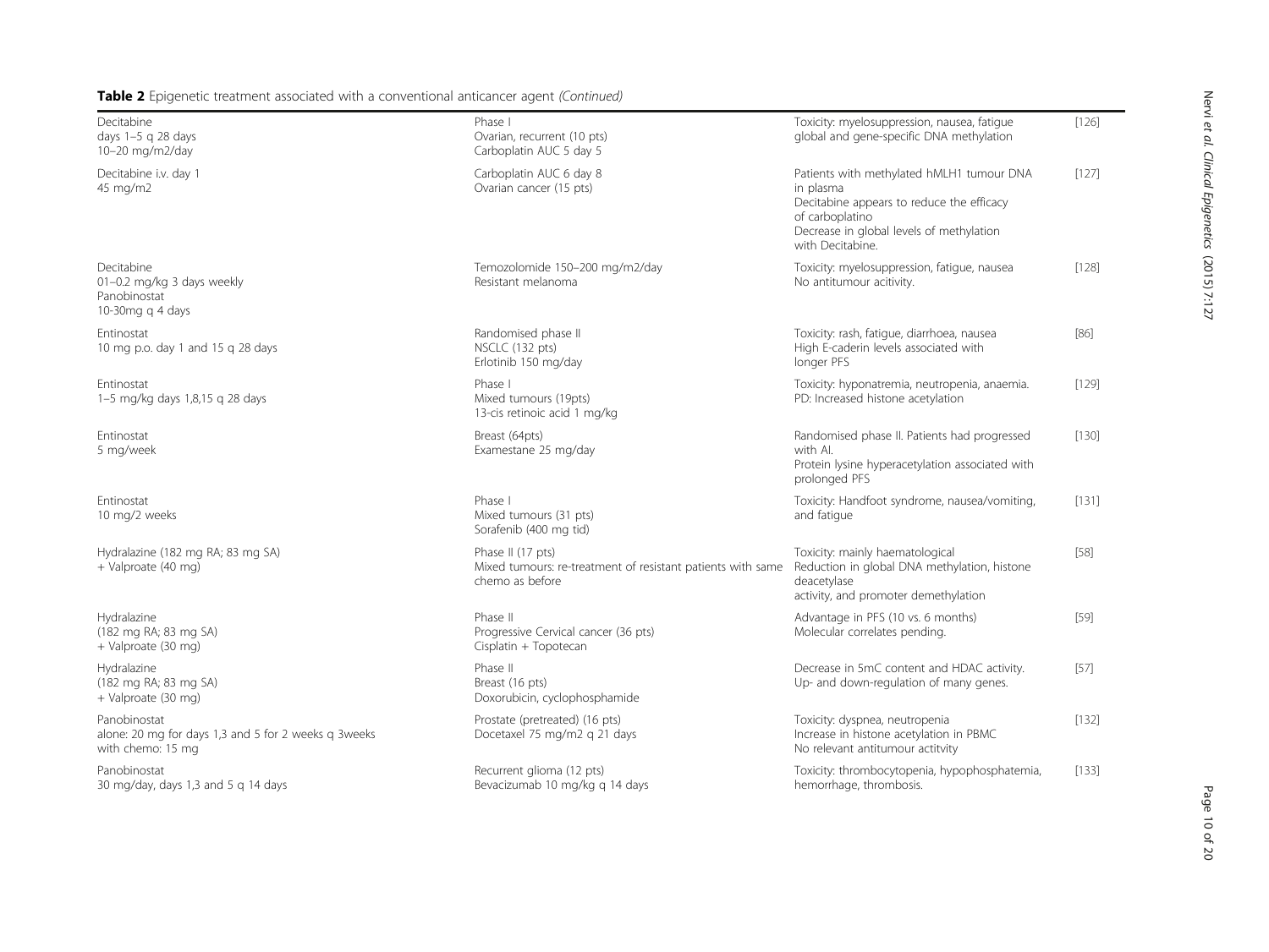**Table 2** Epigenetic treatment associated with a conventional anticancer agent *(Continued)*

| | | | |
|---|---|---|---|
| Decitabine<br>days 1–5 q 28 days<br>10–20 mg/m2/day | Phase I<br>Ovarian, recurrent (10 pts)<br>Carboplatin AUC 5 day 5 | Toxicity: myelosuppression, nausea, fatigue<br>global and gene-specific DNA methylation | [126] |
| Decitabine i.v. day 1<br>45 mg/m2 | Carboplatin AUC 6 day 8<br>Ovarian cancer (15 pts) | Patients with methylated hMLH1 tumour DNA in plasma<br>Decitabine appears to reduce the efficacy of carboplatino<br>Decrease in global levels of methylation with Decitabine. | [127] |
| Decitabine<br>01–0.2 mg/kg 3 days weekly<br>Panobinostat<br>10-30mg q 4 days | Temozolomide 150–200 mg/m2/day<br>Resistant melanoma | Toxicity: myelosuppression, fatigue, nausea<br>No antitumour acitivity. | [128] |
| Entinostat<br>10 mg p.o. day 1 and 15 q 28 days | Randomised phase II<br>NSCLC (132 pts)<br>Erlotinib 150 mg/day | Toxicity: rash, fatigue, diarrhoea, nausea<br>High E-caderin levels associated with longer PFS | [86] |
| Entinostat<br>1–5 mg/kg days 1,8,15 q 28 days | Phase I<br>Mixed tumours (19pts)<br>13-cis retinoic acid 1 mg/kg | Toxicity: hyponatremia, neutropenia, anaemia.<br>PD: Increased histone acetylation | [129] |
| Entinostat<br>5 mg/week | Breast (64pts)<br>Examestane 25 mg/day | Randomised phase II. Patients had progressed with AI.<br>Protein lysine hyperacetylation associated with prolonged PFS | [130] |
| Entinostat<br>10 mg/2 weeks | Phase I<br>Mixed tumours (31 pts)<br>Sorafenib (400 mg tid) | Toxicity: Handfoot syndrome, nausea/vomiting, and fatigue | [131] |
| Hydralazine (182 mg RA; 83 mg SA)<br>+ Valproate (40 mg) | Phase II (17 pts)<br>Mixed tumours: re-treatment of resistant patients with same chemo as before | Toxicity: mainly haematological<br>Reduction in global DNA methylation, histone deacetylase activity, and promoter demethylation | [58] |
| Hydralazine<br>(182 mg RA; 83 mg SA)<br>+ Valproate (30 mg) | Phase II<br>Progressive Cervical cancer (36 pts)<br>Cisplatin + Topotecan | Advantage in PFS (10 vs. 6 months)<br>Molecular correlates pending. | [59] |
| Hydralazine<br>(182 mg RA; 83 mg SA)<br>+ Valproate (30 mg) | Phase II<br>Breast (16 pts)<br>Doxorubicin, cyclophosphamide | Decrease in 5mC content and HDAC activity.<br>Up- and down-regulation of many genes. | [57] |
| Panobinostat<br>alone: 20 mg for days 1,3 and 5 for 2 weeks q 3weeks<br>with chemo: 15 mg | Prostate (pretreated) (16 pts)<br>Docetaxel 75 mg/m2 q 21 days | Toxicity: dyspnea, neutropenia<br>Increase in histone acetylation in PBMC<br>No relevant antitumour activtity | [132] |
| Panobinostat<br>30 mg/day, days 1,3 and 5 q 14 days | Recurrent glioma (12 pts)<br>Bevacizumab 10 mg/kg q 14 days | Toxicity: thrombocytopenia, hypophosphatemia, hemorrhage, thrombosis. | [133] |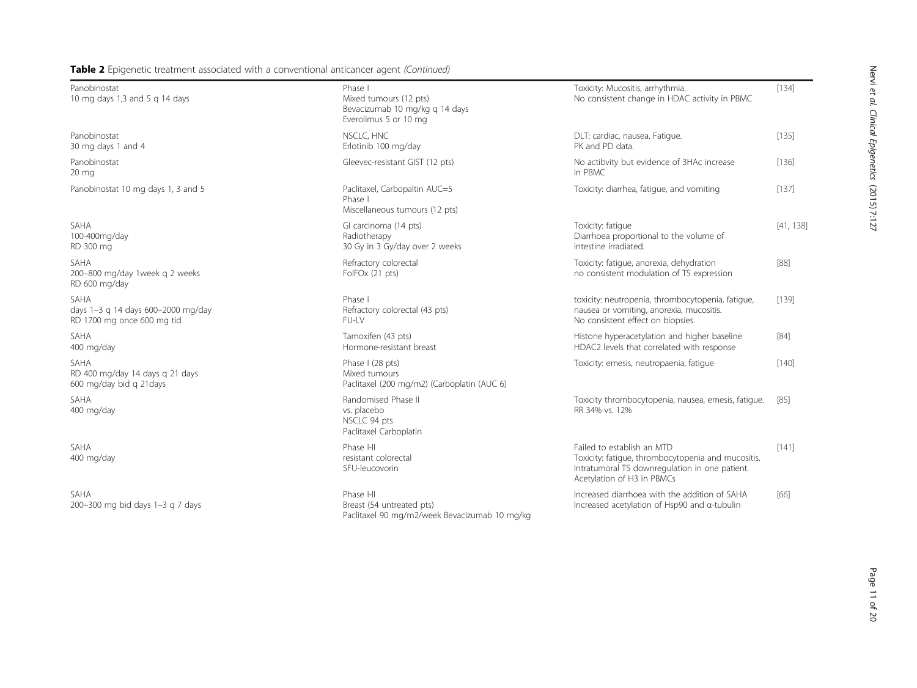**Table 2** Epigenetic treatment associated with a conventional anticancer agent *(Continued)*

| | | | |
|---|---|---|---|
| Panobinostat<br>10 mg days 1,3 and 5 q 14 days | Phase I<br>Mixed tumours (12 pts)<br>Bevacizumab 10 mg/kg q 14 days<br>Everolimus 5 or 10 mg | Toxicity: Mucositis, arrhythmia.<br>No consistent change in HDAC activity in PBMC | [134] |
| Panobinostat<br>30 mg days 1 and 4 | NSCLC, HNC<br>Erlotinib 100 mg/day | DLT: cardiac, nausea. Fatigue.<br>PK and PD data. | [135] |
| Panobinostat<br>20 mg | Gleevec-resistant GIST (12 pts) | No actibvity but evidence of 3HAc increase in PBMC | [136] |
| Panobinostat 10 mg days 1, 3 and 5 | Paclitaxel, Carbopaltin AUC=5<br>Phase I<br>Miscellaneous tumours (12 pts) | Toxicity: diarrhea, fatigue, and vomiting | [137] |
| SAHA<br>100-400mg/day<br>RD 300 mg | GI carcinoma (14 pts)<br>Radiotherapy<br>30 Gy in 3 Gy/day over 2 weeks | Toxicity: fatigue<br>Diarrhoea proportional to the volume of intestine irradiated. | [41, 138] |
| SAHA<br>200–800 mg/day 1week q 2 weeks<br>RD 600 mg/day | Refractory colorectal<br>FolFOx (21 pts) | Toxicity: fatigue, anorexia, dehydration<br>no consistent modulation of TS expression | [88] |
| SAHA<br>days 1–3 q 14 days 600–2000 mg/day<br>RD 1700 mg once 600 mg tid | Phase I<br>Refractory colorectal (43 pts)<br>FU-LV | toxicity: neutropenia, thrombocytopenia, fatigue, nausea or vomiting, anorexia, mucositis.<br>No consistent effect on biopsies. | [139] |
| SAHA<br>400 mg/day | Tamoxifen (43 pts)<br>Hormone-resistant breast | Histone hyperacetylation and higher baseline HDAC2 levels that correlated with response | [84] |
| SAHA<br>RD 400 mg/day 14 days q 21 days<br>600 mg/day bid q 21days | Phase I (28 pts)<br>Mixed tumours<br>Paclitaxel (200 mg/m2) (Carboplatin (AUC 6) | Toxicity: emesis, neutropaenia, fatigue | [140] |
| SAHA<br>400 mg/day | Randomised Phase II<br>vs. placebo<br>NSCLC 94 pts<br>Paclitaxel Carboplatin | Toxicity thrombocytopenia, nausea, emesis, fatigue.<br>RR 34% vs. 12% | [85] |
| SAHA<br>400 mg/day | Phase I-II<br>resistant colorectal<br>5FU-leucovorin | Failed to establish an MTD<br>Toxicity: fatigue, thrombocytopenia and mucositis.<br>Intratumoral TS downregulation in one patient.<br>Acetylation of H3 in PBMCs | [141] |
| SAHA<br>200–300 mg bid days 1–3 q 7 days | Phase I-II<br>Breast (54 untreated pts)<br>Paclitaxel 90 mg/m2/week Bevacizumab 10 mg/kg | Increased diarrhoea with the addition of SAHA<br>Increased acetylation of Hsp90 and α-tubulin | [66] |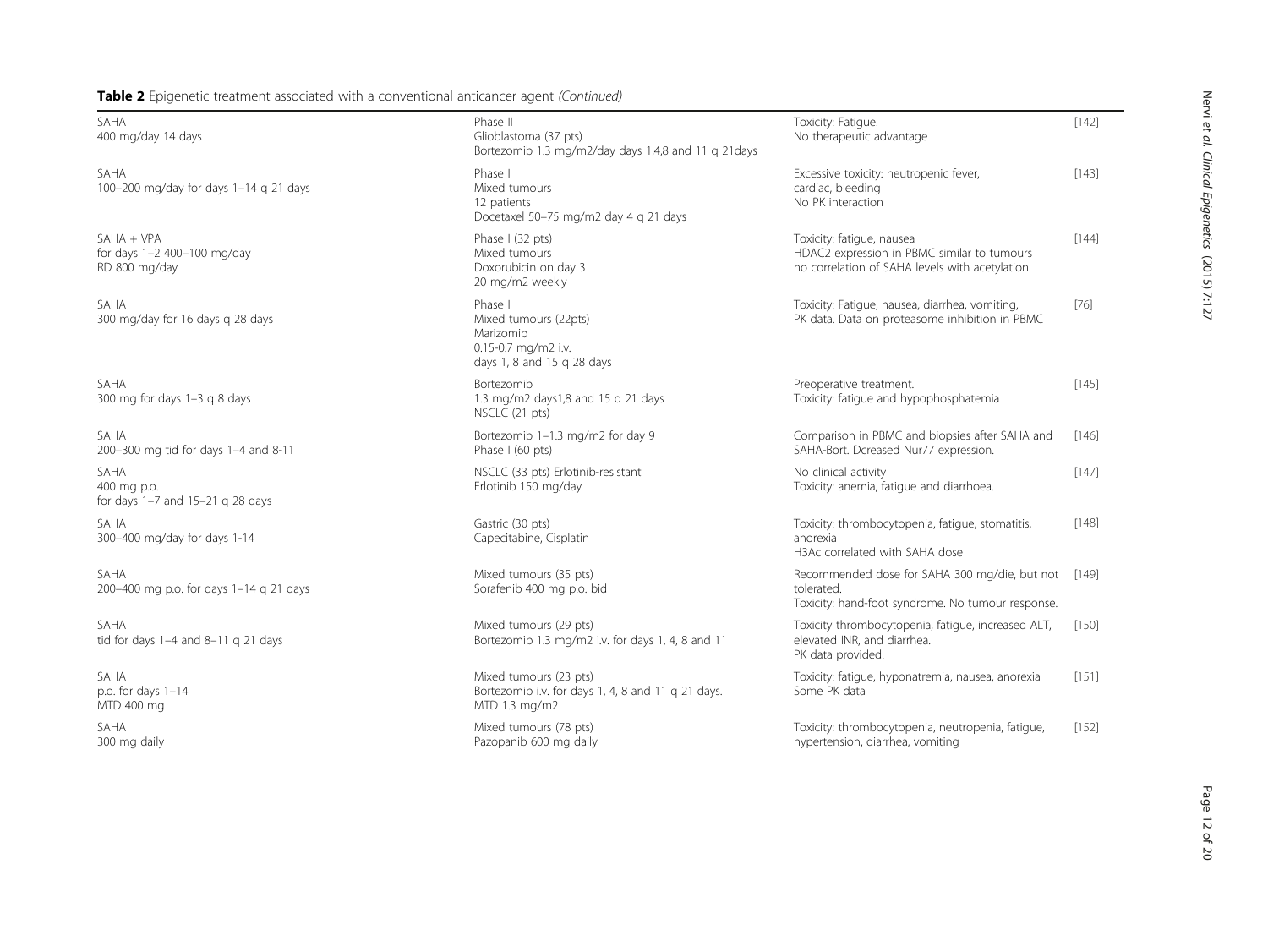**Table 2** Epigenetic treatment associated with a conventional anticancer agent *(Continued)*

| | | | |
|---|---|---|---|
| SAHA<br>400 mg/day 14 days | Phase II<br>Glioblastoma (37 pts)<br>Bortezomib 1.3 mg/m2/day days 1,4,8 and 11 q 21days | Toxicity: Fatigue.<br>No therapeutic advantage | [142] |
| SAHA<br>100–200 mg/day for days 1–14 q 21 days | Phase I<br>Mixed tumours<br>12 patients<br>Docetaxel 50–75 mg/m2 day 4 q 21 days | Excessive toxicity: neutropenic fever, cardiac, bleeding<br>No PK interaction | [143] |
| SAHA + VPA<br>for days 1–2 400–100 mg/day<br>RD 800 mg/day | Phase I (32 pts)<br>Mixed tumours<br>Doxorubicin on day 3<br>20 mg/m2 weekly | Toxicity: fatigue, nausea<br>HDAC2 expression in PBMC similar to tumours<br>no correlation of SAHA levels with acetylation | [144] |
| SAHA<br>300 mg/day for 16 days q 28 days | Phase I<br>Mixed tumours (22pts)<br>Marizomib<br>0.15-0.7 mg/m2 i.v.<br>days 1, 8 and 15 q 28 days | Toxicity: Fatigue, nausea, diarrhea, vomiting,<br>PK data. Data on proteasome inhibition in PBMC | [76] |
| SAHA<br>300 mg for days 1–3 q 8 days | Bortezomib<br>1.3 mg/m2 days1,8 and 15 q 21 days<br>NSCLC (21 pts) | Preoperative treatment.<br>Toxicity: fatigue and hypophosphatemia | [145] |
| SAHA<br>200–300 mg tid for days 1–4 and 8-11 | Bortezomib 1–1.3 mg/m2 for day 9<br>Phase I (60 pts) | Comparison in PBMC and biopsies after SAHA and SAHA-Bort. Dcreased Nur77 expression. | [146] |
| SAHA<br>400 mg p.o.<br>for days 1–7 and 15–21 q 28 days | NSCLC (33 pts) Erlotinib-resistant<br>Erlotinib 150 mg/day | No clinical activity<br>Toxicity: anemia, fatigue and diarrhoea. | [147] |
| SAHA<br>300–400 mg/day for days 1-14 | Gastric (30 pts)<br>Capecitabine, Cisplatin | Toxicity: thrombocytopenia, fatigue, stomatitis, anorexia<br>H3Ac correlated with SAHA dose | [148] |
| SAHA<br>200–400 mg p.o. for days 1–14 q 21 days | Mixed tumours (35 pts)<br>Sorafenib 400 mg p.o. bid | Recommended dose for SAHA 300 mg/die, but not tolerated.<br>Toxicity: hand-foot syndrome. No tumour response. | [149] |
| SAHA<br>tid for days 1–4 and 8–11 q 21 days | Mixed tumours (29 pts)<br>Bortezomib 1.3 mg/m2 i.v. for days 1, 4, 8 and 11 | Toxicity thrombocytopenia, fatigue, increased ALT, elevated INR, and diarrhea.<br>PK data provided. | [150] |
| SAHA<br>p.o. for days 1–14<br>MTD 400 mg | Mixed tumours (23 pts)<br>Bortezomib i.v. for days 1, 4, 8 and 11 q 21 days.<br>MTD 1.3 mg/m2 | Toxicity: fatigue, hyponatremia, nausea, anorexia<br>Some PK data | [151] |
| SAHA<br>300 mg daily | Mixed tumours (78 pts)<br>Pazopanib 600 mg daily | Toxicity: thrombocytopenia, neutropenia, fatigue, hypertension, diarrhea, vomiting | [152] |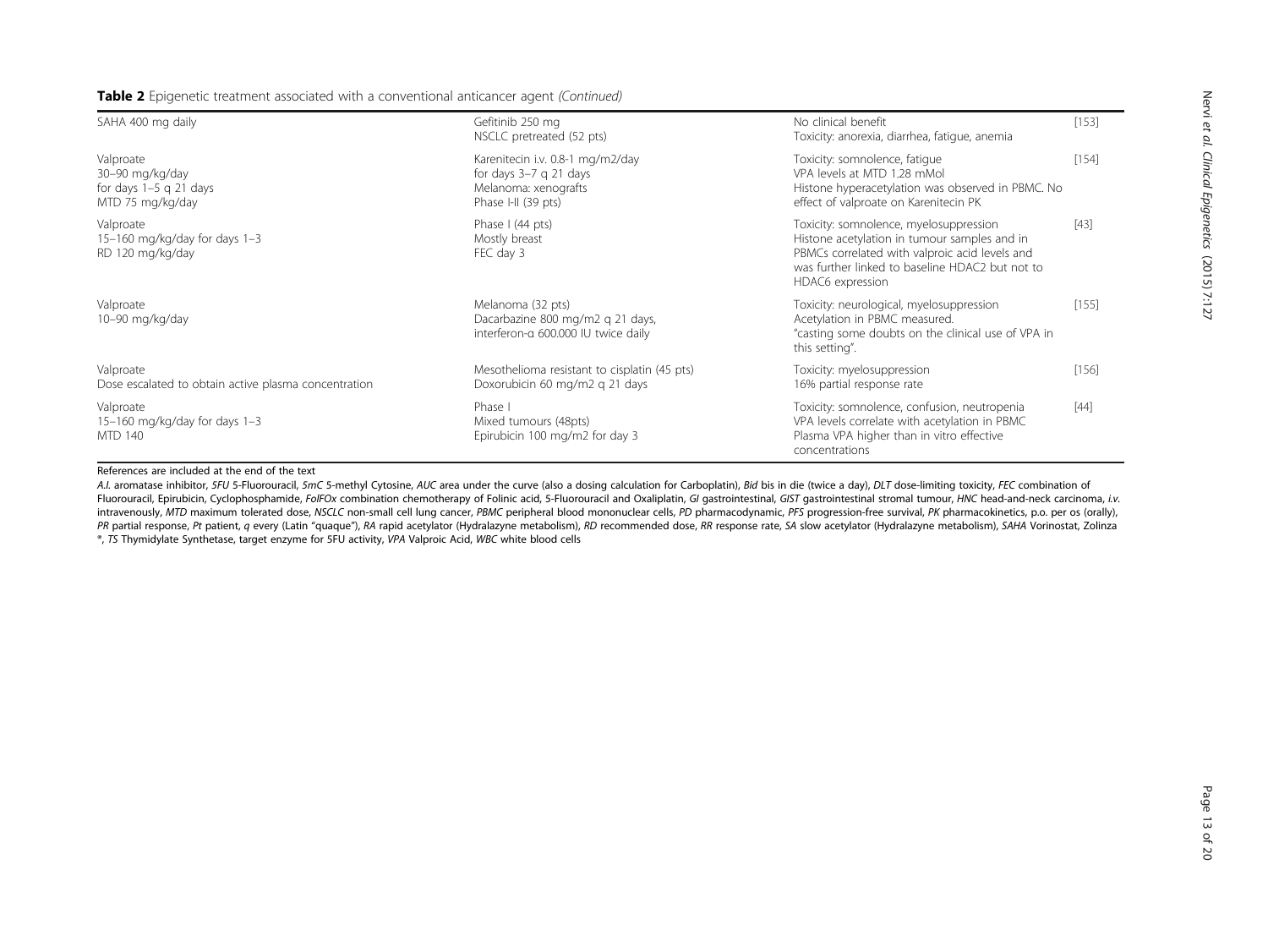**Table 2** Epigenetic treatment associated with a conventional anticancer agent *(Continued)*

| | | | |
|---|---|---|---|
| SAHA 400 mg daily | Gefitinib 250 mg<br>NSCLC pretreated (52 pts) | No clinical benefit<br>Toxicity: anorexia, diarrhea, fatigue, anemia | [153] |
| Valproate<br>30–90 mg/kg/day<br>for days 1–5 q 21 days<br>MTD 75 mg/kg/day | Karenitecin i.v. 0.8-1 mg/m2/day<br>for days 3–7 q 21 days<br>Melanoma: xenografts<br>Phase I-II (39 pts) | Toxicity: somnolence, fatigue<br>VPA levels at MTD 1.28 mMol<br>Histone hyperacetylation was observed in PBMC. No effect of valproate on Karenitecin PK | [154] |
| Valproate<br>15–160 mg/kg/day for days 1–3<br>RD 120 mg/kg/day | Phase I (44 pts)<br>Mostly breast<br>FEC day 3 | Toxicity: somnolence, myelosuppression<br>Histone acetylation in tumour samples and in PBMCs correlated with valproic acid levels and was further linked to baseline HDAC2 but not to HDAC6 expression | [43] |
| Valproate<br>10–90 mg/kg/day | Melanoma (32 pts)<br>Dacarbazine 800 mg/m2 q 21 days,<br>interferon-α 600.000 IU twice daily | Toxicity: neurological, myelosuppression<br>Acetylation in PBMC measured.<br>"casting some doubts on the clinical use of VPA in this setting". | [155] |
| Valproate<br>Dose escalated to obtain active plasma concentration | Mesothelioma resistant to cisplatin (45 pts)<br>Doxorubicin 60 mg/m2 q 21 days | Toxicity: myelosuppression<br>16% partial response rate | [156] |
| Valproate<br>15–160 mg/kg/day for days 1–3<br>MTD 140 | Phase I<br>Mixed tumours (48pts)<br>Epirubicin 100 mg/m2 for day 3 | Toxicity: somnolence, confusion, neutropenia<br>VPA levels correlate with acetylation in PBMC<br>Plasma VPA higher than in vitro effective concentrations | [44] |

References are included at the end of the text

*A.I.* aromatase inhibitor, *5FU* 5-Fluorouracil, *5mC* 5-methyl Cytosine, *AUC* area under the curve (also a dosing calculation for Carboplatin), *Bid* bis in die (twice a day), *DLT* dose-limiting toxicity, *FEC* combination of Fluorouracil, Epirubicin, Cyclophosphamide, *FolFOx* combination chemotherapy of Folinic acid, 5-Fluorouracil and Oxaliplatin, *GI* gastrointestinal, *GIST* gastrointestinal stromal tumour, *HNC* head-and-neck carcinoma, *i.v.* intravenously, *MTD* maximum tolerated dose, *NSCLC* non-small cell lung cancer, *PBMC* peripheral blood mononuclear cells, *PD* pharmacodynamic, *PFS* progression-free survival, *PK* pharmacokinetics, p.o. per os (orally), *PR* partial response, *Pt* patient, *q* every (Latin "quaque"), *RA* rapid acetylator (Hydralazyne metabolism), *RD* recommended dose, *RR* response rate, *SA* slow acetylator (Hydralazyne metabolism), *SAHA* Vorinostat, Zolinza ®, *TS* Thymidylate Synthetase, target enzyme for 5FU activity, *VPA* Valproic Acid, *WBC* white blood cells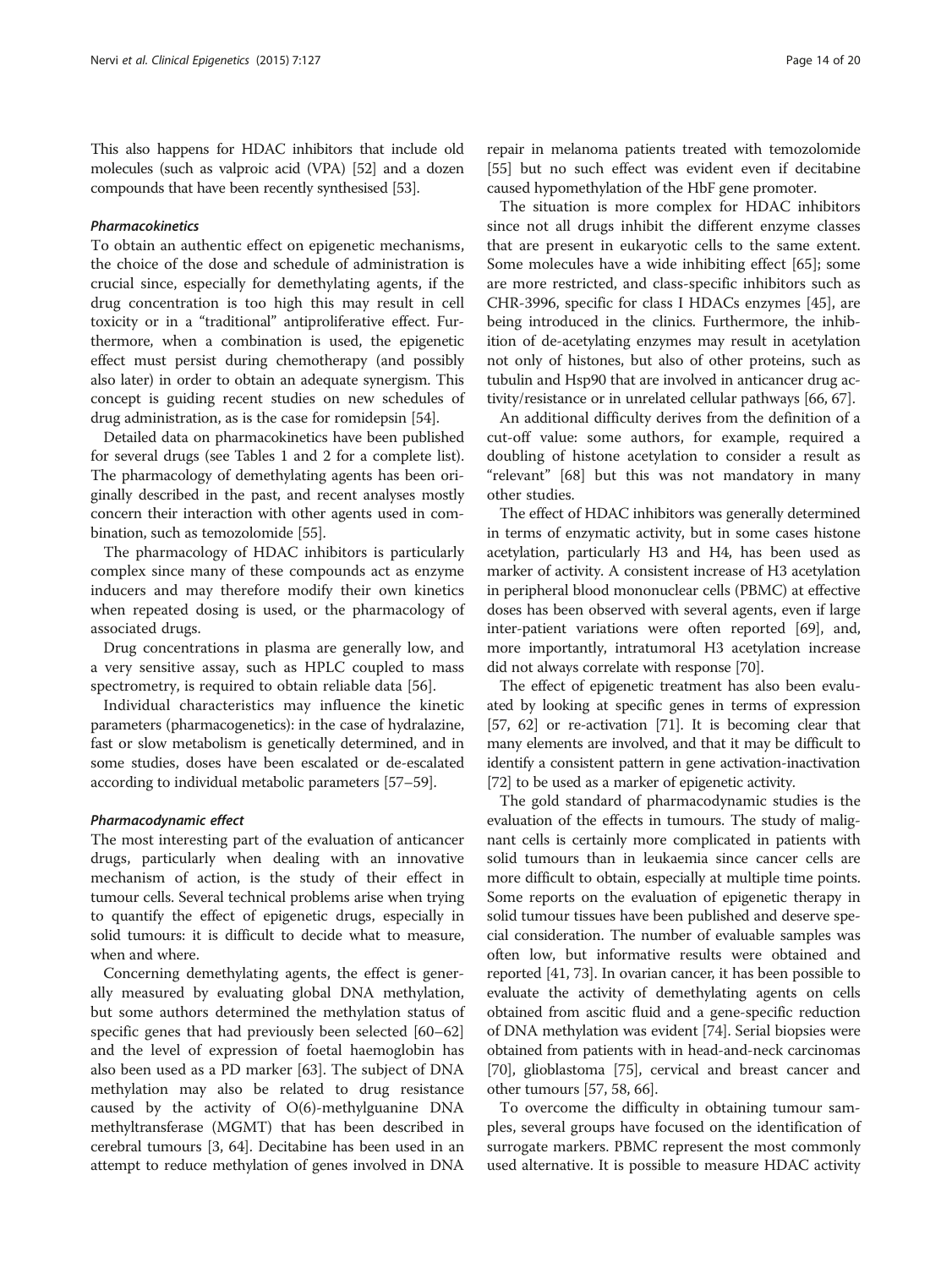This also happens for HDAC inhibitors that include old molecules (such as valproic acid (VPA) [52] and a dozen compounds that have been recently synthesised [53].

#### *Pharmacokinetics*

To obtain an authentic effect on epigenetic mechanisms, the choice of the dose and schedule of administration is crucial since, especially for demethylating agents, if the drug concentration is too high this may result in cell toxicity or in a "traditional" antiproliferative effect. Furthermore, when a combination is used, the epigenetic effect must persist during chemotherapy (and possibly also later) in order to obtain an adequate synergism. This concept is guiding recent studies on new schedules of drug administration, as is the case for romidepsin [54].

Detailed data on pharmacokinetics have been published for several drugs (see Tables 1 and 2 for a complete list). The pharmacology of demethylating agents has been originally described in the past, and recent analyses mostly concern their interaction with other agents used in combination, such as temozolomide [55].

The pharmacology of HDAC inhibitors is particularly complex since many of these compounds act as enzyme inducers and may therefore modify their own kinetics when repeated dosing is used, or the pharmacology of associated drugs.

Drug concentrations in plasma are generally low, and a very sensitive assay, such as HPLC coupled to mass spectrometry, is required to obtain reliable data [56].

Individual characteristics may influence the kinetic parameters (pharmacogenetics): in the case of hydralazine, fast or slow metabolism is genetically determined, and in some studies, doses have been escalated or de-escalated according to individual metabolic parameters [57–59].

#### *Pharmacodynamic effect*

The most interesting part of the evaluation of anticancer drugs, particularly when dealing with an innovative mechanism of action, is the study of their effect in tumour cells. Several technical problems arise when trying to quantify the effect of epigenetic drugs, especially in solid tumours: it is difficult to decide what to measure, when and where.

Concerning demethylating agents, the effect is generally measured by evaluating global DNA methylation, but some authors determined the methylation status of specific genes that had previously been selected [60–62] and the level of expression of foetal haemoglobin has also been used as a PD marker [63]. The subject of DNA methylation may also be related to drug resistance caused by the activity of O(6)-methylguanine DNA methyltransferase (MGMT) that has been described in cerebral tumours [3, 64]. Decitabine has been used in an attempt to reduce methylation of genes involved in DNA repair in melanoma patients treated with temozolomide [55] but no such effect was evident even if decitabine caused hypomethylation of the HbF gene promoter.

The situation is more complex for HDAC inhibitors since not all drugs inhibit the different enzyme classes that are present in eukaryotic cells to the same extent. Some molecules have a wide inhibiting effect [65]; some are more restricted, and class-specific inhibitors such as CHR-3996, specific for class I HDACs enzymes [45], are being introduced in the clinics. Furthermore, the inhibition of de-acetylating enzymes may result in acetylation not only of histones, but also of other proteins, such as tubulin and Hsp90 that are involved in anticancer drug activity/resistance or in unrelated cellular pathways [66, 67].

An additional difficulty derives from the definition of a cut-off value: some authors, for example, required a doubling of histone acetylation to consider a result as "relevant" [68] but this was not mandatory in many other studies.

The effect of HDAC inhibitors was generally determined in terms of enzymatic activity, but in some cases histone acetylation, particularly H3 and H4, has been used as marker of activity. A consistent increase of H3 acetylation in peripheral blood mononuclear cells (PBMC) at effective doses has been observed with several agents, even if large inter-patient variations were often reported [69], and, more importantly, intratumoral H3 acetylation increase did not always correlate with response [70].

The effect of epigenetic treatment has also been evaluated by looking at specific genes in terms of expression [57, 62] or re-activation [71]. It is becoming clear that many elements are involved, and that it may be difficult to identify a consistent pattern in gene activation-inactivation [72] to be used as a marker of epigenetic activity.

The gold standard of pharmacodynamic studies is the evaluation of the effects in tumours. The study of malignant cells is certainly more complicated in patients with solid tumours than in leukaemia since cancer cells are more difficult to obtain, especially at multiple time points. Some reports on the evaluation of epigenetic therapy in solid tumour tissues have been published and deserve special consideration. The number of evaluable samples was often low, but informative results were obtained and reported [41, 73]. In ovarian cancer, it has been possible to evaluate the activity of demethylating agents on cells obtained from ascitic fluid and a gene-specific reduction of DNA methylation was evident [74]. Serial biopsies were obtained from patients with in head-and-neck carcinomas [70], glioblastoma [75], cervical and breast cancer and other tumours [57, 58, 66].

To overcome the difficulty in obtaining tumour samples, several groups have focused on the identification of surrogate markers. PBMC represent the most commonly used alternative. It is possible to measure HDAC activity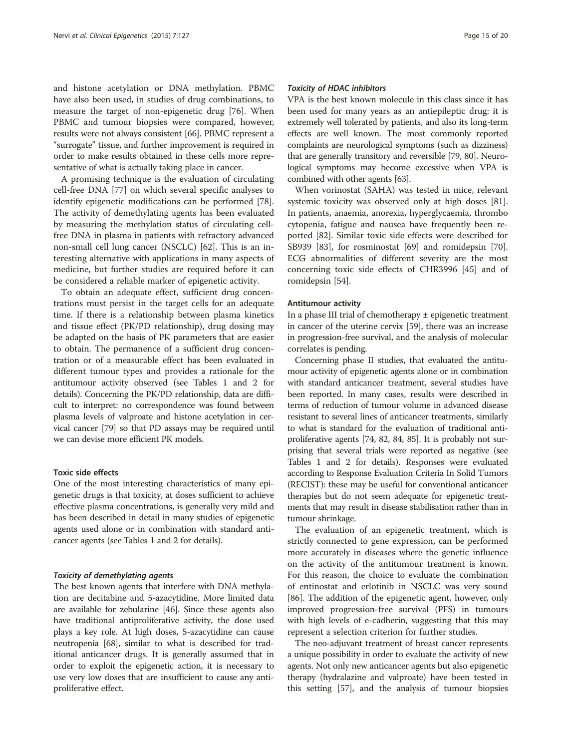and histone acetylation or DNA methylation. PBMC have also been used, in studies of drug combinations, to measure the target of non-epigenetic drug [76]. When PBMC and tumour biopsies were compared, however, results were not always consistent [66]. PBMC represent a "surrogate" tissue, and further improvement is required in order to make results obtained in these cells more representative of what is actually taking place in cancer.

A promising technique is the evaluation of circulating cell-free DNA [77] on which several specific analyses to identify epigenetic modifications can be performed [78]. The activity of demethylating agents has been evaluated by measuring the methylation status of circulating cell-free DNA in plasma in patients with refractory advanced non-small cell lung cancer (NSCLC) [62]. This is an interesting alternative with applications in many aspects of medicine, but further studies are required before it can be considered a reliable marker of epigenetic activity.

To obtain an adequate effect, sufficient drug concentrations must persist in the target cells for an adequate time. If there is a relationship between plasma kinetics and tissue effect (PK/PD relationship), drug dosing may be adapted on the basis of PK parameters that are easier to obtain. The permanence of a sufficient drug concentration or of a measurable effect has been evaluated in different tumour types and provides a rationale for the antitumour activity observed (see Tables 1 and 2 for details). Concerning the PK/PD relationship, data are difficult to interpret: no correspondence was found between plasma levels of valproate and histone acetylation in cervical cancer [79] so that PD assays may be required until we can devise more efficient PK models.

### Toxic side effects

One of the most interesting characteristics of many epigenetic drugs is that toxicity, at doses sufficient to achieve effective plasma concentrations, is generally very mild and has been described in detail in many studies of epigenetic agents used alone or in combination with standard anticancer agents (see Tables 1 and 2 for details).

#### *Toxicity of demethylating agents*

The best known agents that interfere with DNA methylation are decitabine and 5-azacytidine. More limited data are available for zebularine [46]. Since these agents also have traditional antiproliferative activity, the dose used plays a key role. At high doses, 5-azacytidine can cause neutropenia [68], similar to what is described for traditional anticancer drugs. It is generally assumed that in order to exploit the epigenetic action, it is necessary to use very low doses that are insufficient to cause any antiproliferative effect.

#### *Toxicity of HDAC inhibitors*

VPA is the best known molecule in this class since it has been used for many years as an antiepileptic drug: it is extremely well tolerated by patients, and also its long-term effects are well known. The most commonly reported complaints are neurological symptoms (such as dizziness) that are generally transitory and reversible [79, 80]. Neurological symptoms may become excessive when VPA is combined with other agents [63].

When vorinostat (SAHA) was tested in mice, relevant systemic toxicity was observed only at high doses [81]. In patients, anaemia, anorexia, hyperglycaemia, thrombo cytopenia, fatigue and nausea have frequently been reported [82]. Similar toxic side effects were described for SB939 [83], for rosminostat [69] and romidepsin [70]. ECG abnormalities of different severity are the most concerning toxic side effects of CHR3996 [45] and of romidepsin [54].

### Antitumour activity

In a phase III trial of chemotherapy ± epigenetic treatment in cancer of the uterine cervix [59], there was an increase in progression-free survival, and the analysis of molecular correlates is pending.

Concerning phase II studies, that evaluated the antitumour activity of epigenetic agents alone or in combination with standard anticancer treatment, several studies have been reported. In many cases, results were described in terms of reduction of tumour volume in advanced disease resistant to several lines of anticancer treatments, similarly to what is standard for the evaluation of traditional antiproliferative agents [74, 82, 84, 85]. It is probably not surprising that several trials were reported as negative (see Tables 1 and 2 for details). Responses were evaluated according to Response Evaluation Criteria In Solid Tumors (RECIST): these may be useful for conventional anticancer therapies but do not seem adequate for epigenetic treatments that may result in disease stabilisation rather than in tumour shrinkage.

The evaluation of an epigenetic treatment, which is strictly connected to gene expression, can be performed more accurately in diseases where the genetic influence on the activity of the antitumour treatment is known. For this reason, the choice to evaluate the combination of entinostat and erlotinib in NSCLC was very sound [86]. The addition of the epigenetic agent, however, only improved progression-free survival (PFS) in tumours with high levels of e-cadherin, suggesting that this may represent a selection criterion for further studies.

The neo-adjuvant treatment of breast cancer represents a unique possibility in order to evaluate the activity of new agents. Not only new anticancer agents but also epigenetic therapy (hydralazine and valproate) have been tested in this setting [57], and the analysis of tumour biopsies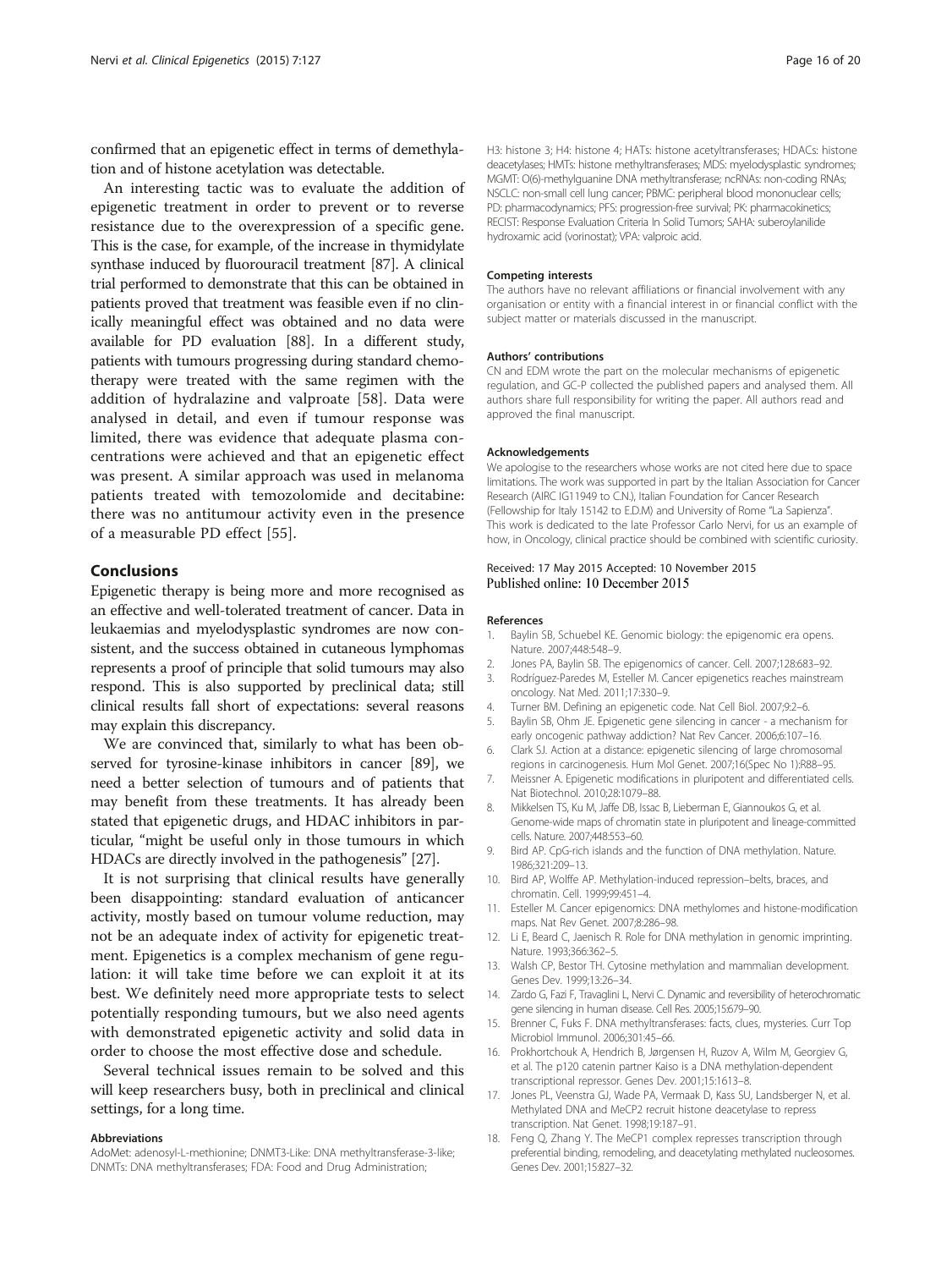confirmed that an epigenetic effect in terms of demethylation and of histone acetylation was detectable.

An interesting tactic was to evaluate the addition of epigenetic treatment in order to prevent or to reverse resistance due to the overexpression of a specific gene. This is the case, for example, of the increase in thymidylate synthase induced by fluorouracil treatment [87]. A clinical trial performed to demonstrate that this can be obtained in patients proved that treatment was feasible even if no clinically meaningful effect was obtained and no data were available for PD evaluation [88]. In a different study, patients with tumours progressing during standard chemotherapy were treated with the same regimen with the addition of hydralazine and valproate [58]. Data were analysed in detail, and even if tumour response was limited, there was evidence that adequate plasma concentrations were achieved and that an epigenetic effect was present. A similar approach was used in melanoma patients treated with temozolomide and decitabine: there was no antitumour activity even in the presence of a measurable PD effect [55].

## Conclusions

Epigenetic therapy is being more and more recognised as an effective and well-tolerated treatment of cancer. Data in leukaemias and myelodysplastic syndromes are now consistent, and the success obtained in cutaneous lymphomas represents a proof of principle that solid tumours may also respond. This is also supported by preclinical data; still clinical results fall short of expectations: several reasons may explain this discrepancy.

We are convinced that, similarly to what has been observed for tyrosine-kinase inhibitors in cancer [89], we need a better selection of tumours and of patients that may benefit from these treatments. It has already been stated that epigenetic drugs, and HDAC inhibitors in particular, "might be useful only in those tumours in which HDACs are directly involved in the pathogenesis" [27].

It is not surprising that clinical results have generally been disappointing: standard evaluation of anticancer activity, mostly based on tumour volume reduction, may not be an adequate index of activity for epigenetic treatment. Epigenetics is a complex mechanism of gene regulation: it will take time before we can exploit it at its best. We definitely need more appropriate tests to select potentially responding tumours, but we also need agents with demonstrated epigenetic activity and solid data in order to choose the most effective dose and schedule.

Several technical issues remain to be solved and this will keep researchers busy, both in preclinical and clinical settings, for a long time.

#### Abbreviations

AdoMet: adenosyl-L-methionine; DNMT3-Like: DNA methyltransferase-3-like; DNMTs: DNA methyltransferases; FDA: Food and Drug Administration; H3: histone 3; H4: histone 4; HATs: histone acetyltransferases; HDACs: histone deacetylases; HMTs: histone methyltransferases; MDS: myelodysplastic syndromes; MGMT: O(6)-methylguanine DNA methyltransferase; ncRNAs: non-coding RNAs; NSCLC: non-small cell lung cancer; PBMC: peripheral blood mononuclear cells; PD: pharmacodynamics; PFS: progression-free survival; PK: pharmacokinetics; RECIST: Response Evaluation Criteria In Solid Tumors; SAHA: suberoylanilide hydroxamic acid (vorinostat); VPA: valproic acid.

#### Competing interests

The authors have no relevant affiliations or financial involvement with any organisation or entity with a financial interest in or financial conflict with the subject matter or materials discussed in the manuscript.

#### Authors' contributions

CN and EDM wrote the part on the molecular mechanisms of epigenetic regulation, and GC-P collected the published papers and analysed them. All authors share full responsibility for writing the paper. All authors read and approved the final manuscript.

#### Acknowledgements

We apologise to the researchers whose works are not cited here due to space limitations. The work was supported in part by the Italian Association for Cancer Research (AIRC IG11949 to C.N.), Italian Foundation for Cancer Research (Fellowship for Italy 15142 to E.D.M) and University of Rome "La Sapienza". This work is dedicated to the late Professor Carlo Nervi, for us an example of how, in Oncology, clinical practice should be combined with scientific curiosity.

Received: 17 May 2015 Accepted: 10 November 2015
Published online: 10 December 2015

#### References

1. Baylin SB, Schuebel KE. Genomic biology: the epigenomic era opens. Nature. 2007;448:548–9.
2. Jones PA, Baylin SB. The epigenomics of cancer. Cell. 2007;128:683–92.
3. Rodríguez-Paredes M, Esteller M. Cancer epigenetics reaches mainstream oncology. Nat Med. 2011;17:330–9.
4. Turner BM. Defining an epigenetic code. Nat Cell Biol. 2007;9:2–6.
5. Baylin SB, Ohm JE. Epigenetic gene silencing in cancer - a mechanism for early oncogenic pathway addiction? Nat Rev Cancer. 2006;6:107–16.
6. Clark SJ. Action at a distance: epigenetic silencing of large chromosomal regions in carcinogenesis. Hum Mol Genet. 2007;16(Spec No 1):R88–95.
7. Meissner A. Epigenetic modifications in pluripotent and differentiated cells. Nat Biotechnol. 2010;28:1079–88.
8. Mikkelsen TS, Ku M, Jaffe DB, Issac B, Lieberman E, Giannoukos G, et al. Genome-wide maps of chromatin state in pluripotent and lineage-committed cells. Nature. 2007;448:553–60.
9. Bird AP. CpG-rich islands and the function of DNA methylation. Nature. 1986;321:209–13.
10. Bird AP, Wolffe AP. Methylation-induced repression–belts, braces, and chromatin. Cell. 1999;99:451–4.
11. Esteller M. Cancer epigenomics: DNA methylomes and histone-modification maps. Nat Rev Genet. 2007;8:286–98.
12. Li E, Beard C, Jaenisch R. Role for DNA methylation in genomic imprinting. Nature. 1993;366:362–5.
13. Walsh CP, Bestor TH. Cytosine methylation and mammalian development. Genes Dev. 1999;13:26–34.
14. Zardo G, Fazi F, Travaglini L, Nervi C. Dynamic and reversibility of heterochromatic gene silencing in human disease. Cell Res. 2005;15:679–90.
15. Brenner C, Fuks F. DNA methyltransferases: facts, clues, mysteries. Curr Top Microbiol Immunol. 2006;301:45–66.
16. Prokhortchouk A, Hendrich B, Jørgensen H, Ruzov A, Wilm M, Georgiev G, et al. The p120 catenin partner Kaiso is a DNA methylation-dependent transcriptional repressor. Genes Dev. 2001;15:1613–8.
17. Jones PL, Veenstra GJ, Wade PA, Vermaak D, Kass SU, Landsberger N, et al. Methylated DNA and MeCP2 recruit histone deacetylase to repress transcription. Nat Genet. 1998;19:187–91.
18. Feng Q, Zhang Y. The MeCP1 complex represses transcription through preferential binding, remodeling, and deacetylating methylated nucleosomes. Genes Dev. 2001;15:827–32.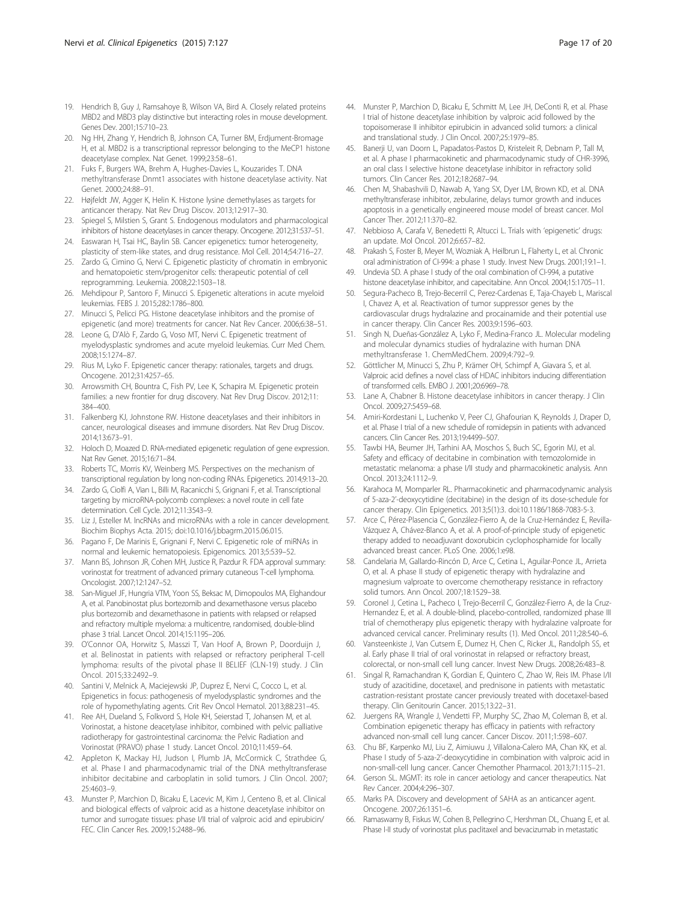19. Hendrich B, Guy J, Ramsahoye B, Wilson VA, Bird A. Closely related proteins MBD2 and MBD3 play distinctive but interacting roles in mouse development. Genes Dev. 2001;15:710–23.
20. Ng HH, Zhang Y, Hendrich B, Johnson CA, Turner BM, Erdjument-Bromage H, et al. MBD2 is a transcriptional repressor belonging to the MeCP1 histone deacetylase complex. Nat Genet. 1999;23:58–61.
21. Fuks F, Burgers WA, Brehm A, Hughes-Davies L, Kouzarides T. DNA methyltransferase Dnmt1 associates with histone deacetylase activity. Nat Genet. 2000;24:88–91.
22. Højfeldt JW, Agger K, Helin K. Histone lysine demethylases as targets for anticancer therapy. Nat Rev Drug Discov. 2013;12:917–30.
23. Spiegel S, Milstien S, Grant S. Endogenous modulators and pharmacological inhibitors of histone deacetylases in cancer therapy. Oncogene. 2012;31:537–51.
24. Easwaran H, Tsai HC, Baylin SB. Cancer epigenetics: tumor heterogeneity, plasticity of stem-like states, and drug resistance. Mol Cell. 2014;54:716–27.
25. Zardo G, Cimino G, Nervi C. Epigenetic plasticity of chromatin in embryonic and hematopoietic stem/progenitor cells: therapeutic potential of cell reprogramming. Leukemia. 2008;22:1503–18.
26. Mehdipour P, Santoro F, Minucci S. Epigenetic alterations in acute myeloid leukemias. FEBS J. 2015;282:1786–800.
27. Minucci S, Pelicci PG. Histone deacetylase inhibitors and the promise of epigenetic (and more) treatments for cancer. Nat Rev Cancer. 2006;6:38–51.
28. Leone G, D'Alò F, Zardo G, Voso MT, Nervi C. Epigenetic treatment of myelodysplastic syndromes and acute myeloid leukemias. Curr Med Chem. 2008;15:1274–87.
29. Rius M, Lyko F. Epigenetic cancer therapy: rationales, targets and drugs. Oncogene. 2012;31:4257–65.
30. Arrowsmith CH, Bountra C, Fish PV, Lee K, Schapira M. Epigenetic protein families: a new frontier for drug discovery. Nat Rev Drug Discov. 2012;11: 384–400.
31. Falkenberg KJ, Johnstone RW. Histone deacetylases and their inhibitors in cancer, neurological diseases and immune disorders. Nat Rev Drug Discov. 2014;13:673–91.
32. Holoch D, Moazed D. RNA-mediated epigenetic regulation of gene expression. Nat Rev Genet. 2015;16:71–84.
33. Roberts TC, Morris KV, Weinberg MS. Perspectives on the mechanism of transcriptional regulation by long non-coding RNAs. Epigenetics. 2014;9:13–20.
34. Zardo G, Ciolfi A, Vian L, Billi M, Racanicchi S, Grignani F, et al. Transcriptional targeting by microRNA-polycomb complexes: a novel route in cell fate determination. Cell Cycle. 2012;11:3543–9.
35. Liz J, Esteller M. lncRNAs and microRNAs with a role in cancer development. Biochim Biophys Acta. 2015; doi:10.1016/j.bbagrm.2015.06.015.
36. Pagano F, De Marinis E, Grignani F, Nervi C. Epigenetic role of miRNAs in normal and leukemic hematopoiesis. Epigenomics. 2013;5:539–52.
37. Mann BS, Johnson JR, Cohen MH, Justice R, Pazdur R. FDA approval summary: vorinostat for treatment of advanced primary cutaneous T-cell lymphoma. Oncologist. 2007;12:1247–52.
38. San-Miguel JF, Hungria VTM, Yoon SS, Beksac M, Dimopoulos MA, Elghandour A, et al. Panobinostat plus bortezomib and dexamethasone versus placebo plus bortezomib and dexamethasone in patients with relapsed or relapsed and refractory multiple myeloma: a multicentre, randomised, double-blind phase 3 trial. Lancet Oncol. 2014;15:1195–206.
39. O'Connor OA, Horwitz S, Masszi T, Van Hoof A, Brown P, Doorduijn J, et al. Belinostat in patients with relapsed or refractory peripheral T-cell lymphoma: results of the pivotal phase II BELIEF (CLN-19) study. J Clin Oncol. 2015;33:2492–9.
40. Santini V, Melnick A, Maciejewski JP, Duprez E, Nervi C, Cocco L, et al. Epigenetics in focus: pathogenesis of myelodysplastic syndromes and the role of hypomethylating agents. Crit Rev Oncol Hematol. 2013;88:231–45.
41. Ree AH, Dueland S, Folkvord S, Hole KH, Seierstad T, Johansen M, et al. Vorinostat, a histone deacetylase inhibitor, combined with pelvic palliative radiotherapy for gastrointestinal carcinoma: the Pelvic Radiation and Vorinostat (PRAVO) phase 1 study. Lancet Oncol. 2010;11:459–64.
42. Appleton K, Mackay HJ, Judson I, Plumb JA, McCormick C, Strathdee G, et al. Phase I and pharmacodynamic trial of the DNA methyltransferase inhibitor decitabine and carboplatin in solid tumors. J Clin Oncol. 2007; 25:4603–9.
43. Munster P, Marchion D, Bicaku E, Lacevic M, Kim J, Centeno B, et al. Clinical and biological effects of valproic acid as a histone deacetylase inhibitor on tumor and surrogate tissues: phase I/II trial of valproic acid and epirubicin/ FEC. Clin Cancer Res. 2009;15:2488–96.
44. Munster P, Marchion D, Bicaku E, Schmitt M, Lee JH, DeConti R, et al. Phase I trial of histone deacetylase inhibition by valproic acid followed by the topoisomerase II inhibitor epirubicin in advanced solid tumors: a clinical and translational study. J Clin Oncol. 2007;25:1979–85.
45. Banerji U, van Doorn L, Papadatos-Pastos D, Kristeleit R, Debnam P, Tall M, et al. A phase I pharmacokinetic and pharmacodynamic study of CHR-3996, an oral class I selective histone deacetylase inhibitor in refractory solid tumors. Clin Cancer Res. 2012;18:2687–94.
46. Chen M, Shabashvili D, Nawab A, Yang SX, Dyer LM, Brown KD, et al. DNA methyltransferase inhibitor, zebularine, delays tumor growth and induces apoptosis in a genetically engineered mouse model of breast cancer. Mol Cancer Ther. 2012;11:370–82.
47. Nebbioso A, Carafa V, Benedetti R, Altucci L. Trials with 'epigenetic' drugs: an update. Mol Oncol. 2012;6:657–82.
48. Prakash S, Foster B, Meyer M, Wozniak A, Heilbrun L, Flaherty L, et al. Chronic oral administration of CI-994: a phase 1 study. Invest New Drugs. 2001;19:1–1.
49. Undevia SD. A phase I study of the oral combination of CI-994, a putative histone deacetylase inhibitor, and capecitabine. Ann Oncol. 2004;15:1705–11.
50. Segura-Pacheco B, Trejo-Becerril C, Perez-Cardenas E, Taja-Chayeb L, Mariscal I, Chavez A, et al. Reactivation of tumor suppressor genes by the cardiovascular drugs hydralazine and procainamide and their potential use in cancer therapy. Clin Cancer Res. 2003;9:1596–603.
51. Singh N, Dueñas-González A, Lyko F, Medina-Franco JL. Molecular modeling and molecular dynamics studies of hydralazine with human DNA methyltransferase 1. ChemMedChem. 2009;4:792–9.
52. Göttlicher M, Minucci S, Zhu P, Krämer OH, Schimpf A, Giavara S, et al. Valproic acid defines a novel class of HDAC inhibitors inducing differentiation of transformed cells. EMBO J. 2001;20:6969–78.
53. Lane A, Chabner B. Histone deacetylase inhibitors in cancer therapy. J Clin Oncol. 2009;27:5459–68.
54. Amiri-Kordestani L, Luchenko V, Peer CJ, Ghafourian K, Reynolds J, Draper D, et al. Phase I trial of a new schedule of romidepsin in patients with advanced cancers. Clin Cancer Res. 2013;19:4499–507.
55. Tawbi HA, Beumer JH, Tarhini AA, Moschos S, Buch SC, Egorin MJ, et al. Safety and efficacy of decitabine in combination with temozolomide in metastatic melanoma: a phase I/II study and pharmacokinetic analysis. Ann Oncol. 2013;24:1112–9.
56. Karahoca M, Momparler RL. Pharmacokinetic and pharmacodynamic analysis of 5-aza-2'-deoxycytidine (decitabine) in the design of its dose-schedule for cancer therapy. Clin Epigenetics. 2013;5(1):3. doi:10.1186/1868-7083-5-3.
57. Arce C, Pérez-Plasencia C, González-Fierro A, de la Cruz-Hernández E, Revilla-Vázquez A, Chávez-Blanco A, et al. A proof-of-principle study of epigenetic therapy added to neoadjuvant doxorubicin cyclophosphamide for locally advanced breast cancer. PLoS One. 2006;1:e98.
58. Candelaria M, Gallardo-Rincón D, Arce C, Cetina L, Aguilar-Ponce JL, Arrieta O, et al. A phase II study of epigenetic therapy with hydralazine and magnesium valproate to overcome chemotherapy resistance in refractory solid tumors. Ann Oncol. 2007;18:1529–38.
59. Coronel J, Cetina L, Pacheco I, Trejo-Becerril C, González-Fierro A, de la Cruz-Hernandez E, et al. A double-blind, placebo-controlled, randomized phase III trial of chemotherapy plus epigenetic therapy with hydralazine valproate for advanced cervical cancer. Preliminary results (1). Med Oncol. 2011;28:540–6.
60. Vansteenkiste J, Van Cutsem E, Dumez H, Chen C, Ricker JL, Randolph SS, et al. Early phase II trial of oral vorinostat in relapsed or refractory breast, colorectal, or non-small cell lung cancer. Invest New Drugs. 2008;26:483–8.
61. Singal R, Ramachandran K, Gordian E, Quintero C, Zhao W, Reis IM. Phase I/II study of azacitidine, docetaxel, and prednisone in patients with metastatic castration-resistant prostate cancer previously treated with docetaxel-based therapy. Clin Genitourin Cancer. 2015;13:22–31.
62. Juergens RA, Wrangle J, Vendetti FP, Murphy SC, Zhao M, Coleman B, et al. Combination epigenetic therapy has efficacy in patients with refractory advanced non-small cell lung cancer. Cancer Discov. 2011;1:598–607.
63. Chu BF, Karpenko MJ, Liu Z, Aimiuwu J, Villalona-Calero MA, Chan KK, et al. Phase I study of 5-aza-2'-deoxycytidine in combination with valproic acid in non-small-cell lung cancer. Cancer Chemother Pharmacol. 2013;71:115–21.
64. Gerson SL. MGMT: its role in cancer aetiology and cancer therapeutics. Nat Rev Cancer. 2004;4:296–307.
65. Marks PA. Discovery and development of SAHA as an anticancer agent. Oncogene. 2007;26:1351–6.
66. Ramaswamy B, Fiskus W, Cohen B, Pellegrino C, Hershman DL, Chuang E, et al. Phase I-II study of vorinostat plus paclitaxel and bevacizumab in metastatic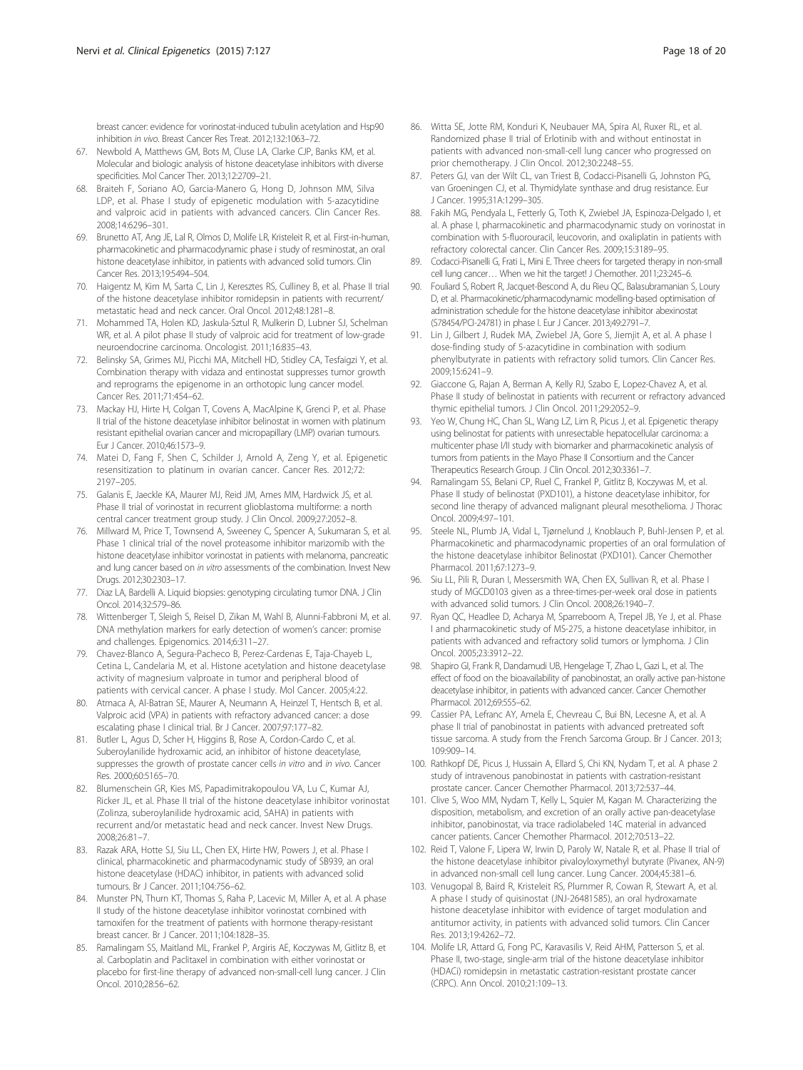breast cancer: evidence for vorinostat-induced tubulin acetylation and Hsp90 inhibition *in vivo*. Breast Cancer Res Treat. 2012;132:1063–72.

67. Newbold A, Matthews GM, Bots M, Cluse LA, Clarke CJP, Banks KM, et al. Molecular and biologic analysis of histone deacetylase inhibitors with diverse specificities. Mol Cancer Ther. 2013;12:2709–21.
68. Braiteh F, Soriano AO, Garcia-Manero G, Hong D, Johnson MM, Silva LDP, et al. Phase I study of epigenetic modulation with 5-azacytidine and valproic acid in patients with advanced cancers. Clin Cancer Res. 2008;14:6296–301.
69. Brunetto AT, Ang JE, Lal R, Olmos D, Molife LR, Kristeleit R, et al. First-in-human, pharmacokinetic and pharmacodynamic phase i study of resminostat, an oral histone deacetylase inhibitor, in patients with advanced solid tumors. Clin Cancer Res. 2013;19:5494–504.
70. Haigentz M, Kim M, Sarta C, Lin J, Keresztes RS, Culliney B, et al. Phase II trial of the histone deacetylase inhibitor romidepsin in patients with recurrent/metastatic head and neck cancer. Oral Oncol. 2012;48:1281–8.
71. Mohammed TA, Holen KD, Jaskula-Sztul R, Mulkerin D, Lubner SJ, Schelman WR, et al. A pilot phase II study of valproic acid for treatment of low-grade neuroendocrine carcinoma. Oncologist. 2011;16:835–43.
72. Belinsky SA, Grimes MJ, Picchi MA, Mitchell HD, Stidley CA, Tesfaigzi Y, et al. Combination therapy with vidaza and entinostat suppresses tumor growth and reprograms the epigenome in an orthotopic lung cancer model. Cancer Res. 2011;71:454–62.
73. Mackay HJ, Hirte H, Colgan T, Covens A, MacAlpine K, Grenci P, et al. Phase II trial of the histone deacetylase inhibitor belinostat in women with platinum resistant epithelial ovarian cancer and micropapillary (LMP) ovarian tumours. Eur J Cancer. 2010;46:1573–9.
74. Matei D, Fang F, Shen C, Schilder J, Arnold A, Zeng Y, et al. Epigenetic resensitization to platinum in ovarian cancer. Cancer Res. 2012;72:2197–205.
75. Galanis E, Jaeckle KA, Maurer MJ, Reid JM, Ames MM, Hardwick JS, et al. Phase II trial of vorinostat in recurrent glioblastoma multiforme: a north central cancer treatment group study. J Clin Oncol. 2009;27:2052–8.
76. Millward M, Price T, Townsend A, Sweeney C, Spencer A, Sukumaran S, et al. Phase 1 clinical trial of the novel proteasome inhibitor marizomib with the histone deacetylase inhibitor vorinostat in patients with melanoma, pancreatic and lung cancer based on *in vitro* assessments of the combination. Invest New Drugs. 2012;30:2303–17.
77. Diaz LA, Bardelli A. Liquid biopsies: genotyping circulating tumor DNA. J Clin Oncol. 2014;32:579–86.
78. Wittenberger T, Sleigh S, Reisel D, Zikan M, Wahl B, Alunni-Fabbroni M, et al. DNA methylation markers for early detection of women's cancer: promise and challenges. Epigenomics. 2014;6:311–27.
79. Chavez-Blanco A, Segura-Pacheco B, Perez-Cardenas E, Taja-Chayeb L, Cetina L, Candelaria M, et al. Histone acetylation and histone deacetylase activity of magnesium valproate in tumor and peripheral blood of patients with cervical cancer. A phase I study. Mol Cancer. 2005;4:22.
80. Atmaca A, Al-Batran SE, Maurer A, Neumann A, Heinzel T, Hentsch B, et al. Valproic acid (VPA) in patients with refractory advanced cancer: a dose escalating phase I clinical trial. Br J Cancer. 2007;97:177–82.
81. Butler L, Agus D, Scher H, Higgins B, Rose A, Cordon-Cardo C, et al. Suberoylanilide hydroxamic acid, an inhibitor of histone deacetylase, suppresses the growth of prostate cancer cells *in vitro* and *in vivo*. Cancer Res. 2000;60:5165–70.
82. Blumenschein GR, Kies MS, Papadimitrakopoulou VA, Lu C, Kumar AJ, Ricker JL, et al. Phase II trial of the histone deacetylase inhibitor vorinostat (Zolinza, suberoylanilide hydroxamic acid, SAHA) in patients with recurrent and/or metastatic head and neck cancer. Invest New Drugs. 2008;26:81–7.
83. Razak ARA, Hotte SJ, Siu LL, Chen EX, Hirte HW, Powers J, et al. Phase I clinical, pharmacokinetic and pharmacodynamic study of SB939, an oral histone deacetylase (HDAC) inhibitor, in patients with advanced solid tumours. Br J Cancer. 2011;104:756–62.
84. Munster PN, Thurn KT, Thomas S, Raha P, Lacevic M, Miller A, et al. A phase II study of the histone deacetylase inhibitor vorinostat combined with tamoxifen for the treatment of patients with hormone therapy-resistant breast cancer. Br J Cancer. 2011;104:1828–35.
85. Ramalingam SS, Maitland ML, Frankel P, Argiris AE, Koczywas M, Gitlitz B, et al. Carboplatin and Paclitaxel in combination with either vorinostat or placebo for first-line therapy of advanced non-small-cell lung cancer. J Clin Oncol. 2010;28:56–62.
86. Witta SE, Jotte RM, Konduri K, Neubauer MA, Spira AI, Ruxer RL, et al. Randomized phase II trial of Erlotinib with and without entinostat in patients with advanced non-small-cell lung cancer who progressed on prior chemotherapy. J Clin Oncol. 2012;30:2248–55.
87. Peters GJ, van der Wilt CL, van Triest B, Codacci-Pisanelli G, Johnston PG, van Groeningen CJ, et al. Thymidylate synthase and drug resistance. Eur J Cancer. 1995;31A:1299–305.
88. Fakih MG, Pendyala L, Fetterly G, Toth K, Zwiebel JA, Espinoza-Delgado I, et al. A phase I, pharmacokinetic and pharmacodynamic study on vorinostat in combination with 5-fluorouracil, leucovorin, and oxaliplatin in patients with refractory colorectal cancer. Clin Cancer Res. 2009;15:3189–95.
89. Codacci-Pisanelli G, Frati L, Mini E. Three cheers for targeted therapy in non-small cell lung cancer… When we hit the target! J Chemother. 2011;23:245–6.
90. Fouliard S, Robert R, Jacquet-Bescond A, du Rieu QC, Balasubramanian S, Loury D, et al. Pharmacokinetic/pharmacodynamic modelling-based optimisation of administration schedule for the histone deacetylase inhibitor abexinostat (S78454/PCI-24781) in phase I. Eur J Cancer. 2013;49:2791–7.
91. Lin J, Gilbert J, Rudek MA, Zwiebel JA, Gore S, Jiemjit A, et al. A phase I dose-finding study of 5-azacytidine in combination with sodium phenylbutyrate in patients with refractory solid tumors. Clin Cancer Res. 2009;15:6241–9.
92. Giaccone G, Rajan A, Berman A, Kelly RJ, Szabo E, Lopez-Chavez A, et al. Phase II study of belinostat in patients with recurrent or refractory advanced thymic epithelial tumors. J Clin Oncol. 2011;29:2052–9.
93. Yeo W, Chung HC, Chan SL, Wang LZ, Lim R, Picus J, et al. Epigenetic therapy using belinostat for patients with unresectable hepatocellular carcinoma: a multicenter phase I/II study with biomarker and pharmacokinetic analysis of tumors from patients in the Mayo Phase II Consortium and the Cancer Therapeutics Research Group. J Clin Oncol. 2012;30:3361–7.
94. Ramalingam SS, Belani CP, Ruel C, Frankel P, Gitlitz B, Koczywas M, et al. Phase II study of belinostat (PXD101), a histone deacetylase inhibitor, for second line therapy of advanced malignant pleural mesothelioma. J Thorac Oncol. 2009;4:97–101.
95. Steele NL, Plumb JA, Vidal L, Tjørnelund J, Knoblauch P, Buhl-Jensen P, et al. Pharmacokinetic and pharmacodynamic properties of an oral formulation of the histone deacetylase inhibitor Belinostat (PXD101). Cancer Chemother Pharmacol. 2011;67:1273–9.
96. Siu LL, Pili R, Duran I, Messersmith WA, Chen EX, Sullivan R, et al. Phase I study of MGCD0103 given as a three-times-per-week oral dose in patients with advanced solid tumors. J Clin Oncol. 2008;26:1940–7.
97. Ryan QC, Headlee D, Acharya M, Sparreboom A, Trepel JB, Ye J, et al. Phase I and pharmacokinetic study of MS-275, a histone deacetylase inhibitor, in patients with advanced and refractory solid tumors or lymphoma. J Clin Oncol. 2005;23:3912–22.
98. Shapiro GI, Frank R, Dandamudi UB, Hengelage T, Zhao L, Gazi L, et al. The effect of food on the bioavailability of panobinostat, an orally active pan-histone deacetylase inhibitor, in patients with advanced cancer. Cancer Chemother Pharmacol. 2012;69:555–62.
99. Cassier PA, Lefranc AY, Amela E, Chevreau C, Bui BN, Lecesne A, et al. A phase II trial of panobinostat in patients with advanced pretreated soft tissue sarcoma. A study from the French Sarcoma Group. Br J Cancer. 2013;109:909–14.
100. Rathkopf DE, Picus J, Hussain A, Ellard S, Chi KN, Nydam T, et al. A phase 2 study of intravenous panobinostat in patients with castration-resistant prostate cancer. Cancer Chemother Pharmacol. 2013;72:537–44.
101. Clive S, Woo MM, Nydam T, Kelly L, Squier M, Kagan M. Characterizing the disposition, metabolism, and excretion of an orally active pan-deacetylase inhibitor, panobinostat, via trace radiolabeled 14C material in advanced cancer patients. Cancer Chemother Pharmacol. 2012;70:513–22.
102. Reid T, Valone F, Lipera W, Irwin D, Paroly W, Natale R, et al. Phase II trial of the histone deacetylase inhibitor pivaloyloxymethyl butyrate (Pivanex, AN-9) in advanced non-small cell lung cancer. Lung Cancer. 2004;45:381–6.
103. Venugopal B, Baird R, Kristeleit RS, Plummer R, Cowan R, Stewart A, et al. A phase I study of quisinostat (JNJ-26481585), an oral hydroxamate histone deacetylase inhibitor with evidence of target modulation and antitumor activity, in patients with advanced solid tumors. Clin Cancer Res. 2013;19:4262–72.
104. Molife LR, Attard G, Fong PC, Karavasilis V, Reid AHM, Patterson S, et al. Phase II, two-stage, single-arm trial of the histone deacetylase inhibitor (HDACi) romidepsin in metastatic castration-resistant prostate cancer (CRPC). Ann Oncol. 2010;21:109–13.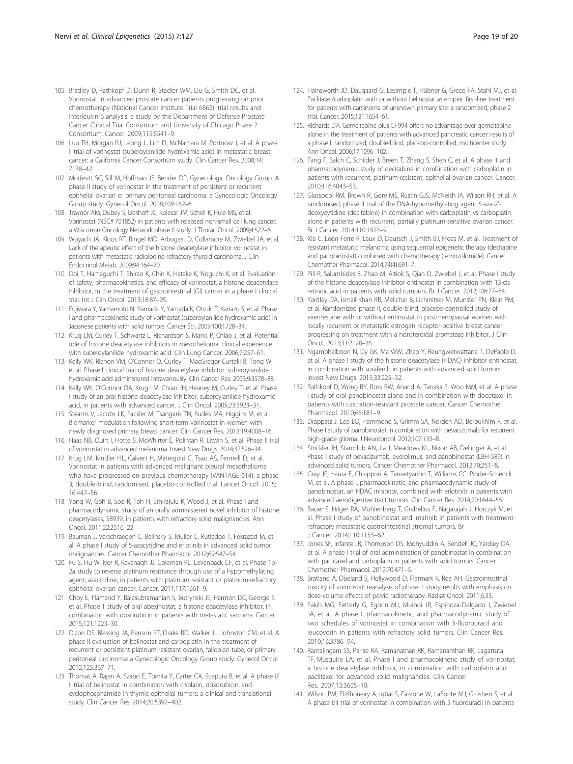105. Bradley D, Rathkopf D, Dunn R, Stadler WM, Liu G, Smith DC, et al. Vorinostat in advanced prostate cancer patients progressing on prior chemotherapy (National Cancer Institute Trial 6862): trial results and interleukin-6 analysis: a study by the Department of Defense Prostate Cancer Clinical Trial Consortium and University of Chicago Phase 2 Consortium. Cancer. 2009;115:5541–9.
106. Luu TH, Morgan RJ, Leong L, Lim D, McNamara M, Portnow J, et al. A phase II trial of vorinostat (suberoylanilide hydroxamic acid) in metastatic breast cancer: a California Cancer Consortium study. Clin Cancer Res. 2008;14: 7138–42.
107. Modesitt SC, Sill M, Hoffman JS, Bender DP, Gynecologic Oncology Group. A phase II study of vorinostat in the treatment of persistent or recurrent epithelial ovarian or primary peritoneal carcinoma: a Gynecologic Oncology Group study. Gynecol Oncol. 2008;109:182–6.
108. Traynor AM, Dubey S, Eickhoff JC, Kolesar JM, Schell K, Huie MS, et al. Vorinostat (NSC# 701852) in patients with relapsed non-small cell lung cancer: a Wisconsin Oncology Network phase II study. J Thorac Oncol. 2009;4:522–6.
109. Woyach JA, Kloos RT, Ringel MD, Arbogast D, Collamore M, Zwiebel JA, et al. Lack of therapeutic effect of the histone deacetylase inhibitor vorinostat in patients with metastatic radioiodine-refractory thyroid carcinoma. J Clin Endocrinol Metab. 2009;94:164–70.
110. Doi T, Hamaguchi T, Shirao K, Chin K, Hatake K, Noguchi K, et al. Evaluation of safety, pharmacokinetics, and efficacy of vorinostat, a histone deacetylase inhibitor, in the treatment of gastrointestinal (GI) cancer in a phase I clinical trial. Int J Clin Oncol. 2013;18:87–95.
111. Fujiwara Y, Yamamoto N, Yamada Y, Yamada K, Otsuki T, Kanazu S, et al. Phase I and pharmacokinetic study of vorinostat (suberoylanilide hydroxamic acid) in Japanese patients with solid tumors. Cancer Sci. 2009;100:1728–34.
112. Krug LM, Curley T, Schwartz L, Richardson S, Marks P, Chiao J, et al. Potential role of histone deacetylase inhibitors in mesothelioma: clinical experience with suberoylanilide hydroxamic acid. Clin Lung Cancer. 2006;7:257–61.
113. Kelly WK, Richon VM, O'Connor O, Curley T, MacGregor-Curtelli B, Tong W, et al. Phase I clinical trial of histone deacetylase inhibitor: suberoylanilide hydroxamic acid administered intravenously. Clin Cancer Res. 2003;9:3578–88.
114. Kelly WK, O'Connor OA, Krug LM, Chiao JH, Heaney M, Curley T, et al. Phase I study of an oral histone deacetylase inhibitor, suberoylanilide hydroxamic acid, in patients with advanced cancer. J Clin Oncol. 2005;23:3923–31.
115. Stearns V, Jacobs LK, Fackler M, Tsangaris TN, Rudek MA, Higgins M, et al. Biomarker modulation following short-term vorinostat in women with newly diagnosed primary breast cancer. Clin Cancer Res. 2013;19:4008–16.
116. Haas NB, Quirt I, Hotte S, McWhirter E, Polintan R, Litwin S, et al. Phase II trial of vorinostat in advanced melanoma. Invest New Drugs. 2014;32:526–34.
117. Krug LM, Kindler HL, Calvert H, Manegold C, Tsao AS, Fennell D, et al. Vorinostat in patients with advanced malignant pleural mesothelioma who have progressed on previous chemotherapy (VANTAGE-014): a phase 3, double-blind, randomised, placebo-controlled trial. Lancet Oncol. 2015; 16:447–56.
118. Yong W, Goh B, Soo R, Toh H, Ethirajulu K, Wood J, et al. Phase I and pharmacodynamic study of an orally administered novel inhibitor of histone deacetylases, SB939, in patients with refractory solid malignancies. Ann Oncol. 2011;22:2516–22.
119. Bauman J, Verschraegen C, Belinsky S, Muller C, Rutledge T, Fekrazad M, et al. A phase I study of 5-azacytidine and erlotinib in advanced solid tumor malignancies. Cancer Chemother Pharmacol. 2012;69:547–54.
120. Fu S, Hu W, Iyer R, Kavanagh JJ, Coleman RL, Levenback CF, et al. Phase 1b-2a study to reverse platinum resistance through use of a hypomethylating agent, azacitidine, in patients with platinum-resistant or platinum-refractory epithelial ovarian cancer. Cancer. 2011;117:1661–9.
121. Choy E, Flamand Y, Balasubramanian S, Butrynski JE, Harmon DC, George S, et al. Phase 1 study of oral abexinostat, a histone deacetylase inhibitor, in combination with doxorubicin in patients with metastatic sarcoma. Cancer. 2015;121:1223–30.
122. Dizon DS, Blessing JA, Penson RT, Drake RD, Walker JL, Johnston CM, et al. A phase II evaluation of belinostat and carboplatin in the treatment of recurrent or persistent platinum-resistant ovarian, fallopian tube, or primary peritoneal carcinoma: a Gynecologic Oncology Group study. Gynecol Oncol. 2012;125:367–71.
123. Thomas A, Rajan A, Szabo E, Tomita Y, Carter CA, Scepura B, et al. A phase I/II trial of belinostat in combination with cisplatin, doxorubicin, and cyclophosphamide in thymic epithelial tumors: a clinical and translational study. Clin Cancer Res. 2014;20:5392–402.
124. Hainsworth JD, Daugaard G, Lesimple T, Hübner G, Greco FA, Stahl MJ, et al. Paclitaxel/carboplatin with or without belinostat as empiric first-line treatment for patients with carcinoma of unknown primary site: a randomized, phase 2 trial. Cancer. 2015;121:1654–61.
125. Richards DA. Gemcitabine plus CI-994 offers no advantage over gemcitabine alone in the treatment of patients with advanced pancreatic cancer: results of a phase II randomized, double-blind, placebo-controlled, multicenter study. Ann Oncol. 2006;17:1096–102.
126. Fang F, Balch C, Schilder J, Breen T, Zhang S, Shen C, et al. A phase 1 and pharmacodynamic study of decitabine in combination with carboplatin in patients with recurrent, platinum-resistant, epithelial ovarian cancer. Cancer. 2010;116:4043–53.
127. Glasspool RM, Brown R, Gore ME, Rustin GJS, McNeish IA, Wilson RH, et al. A randomised, phase II trial of the DNA-hypomethylating agent 5-aza-2'-deoxycytidine (decitabine) in combination with carboplatin vs carboplatin alone in patients with recurrent, partially platinum-sensitive ovarian cancer. Br J Cancer. 2014;110:1923–9.
128. Xia C, Leon-Ferre R, Laux D, Deutsch J, Smith BJ, Frees M, et al. Treatment of resistant metastatic melanoma using sequential epigenetic therapy (decitabine and panobinostat) combined with chemotherapy (temozolomide). Cancer Chemother Pharmacol. 2014;74(4):691–7.
129. Pili R, Salumbides B, Zhao M, Altiok S, Qian D, Zwiebel J, et al. Phase I study of the histone deacetylase inhibitor entinostat in combination with 13-cis retinoic acid in patients with solid tumours. Br J Cancer. 2012;106:77–84.
130. Yardley DA, Ismail-Khan RR, Melichar B, Lichinitser M, Munster PN, Klein PM, et al. Randomized phase II, double-blind, placebo-controlled study of exemestane with or without entinostat in postmenopausal women with locally recurrent or metastatic estrogen receptor-positive breast cancer progressing on treatment with a nonsteroidal aromatase inhibitor. J Clin Oncol. 2013;31:2128–35.
131. Ngamphaiboon N, Dy GK, Ma WW, Zhao Y, Reungwetwattana T, DePaolo D, et al. A phase I study of the histone deacetylase (HDAC) inhibitor entinostat, in combination with sorafenib in patients with advanced solid tumors. Invest New Drugs. 2015;33:225–32.
132. Rathkopf D, Wong BY, Ross RW, Anand A, Tanaka E, Woo MM, et al. A phase I study of oral panobinostat alone and in combination with docetaxel in patients with castration-resistant prostate cancer. Cancer Chemother Pharmacol. 2010;66:181–9.
133. Drappatz J, Lee EQ, Hammond S, Grimm SA, Norden AD, Beroukhim R, et al. Phase I study of panobinostat in combination with bevacizumab for recurrent high-grade glioma. J Neurooncol. 2012;107:133–8.
134. Strickler JH, Starodub AN, Jia J, Meadows KL, Nixon AB, Dellinger A, et al. Phase I study of bevacizumab, everolimus, and panobinostat (LBH-589) in advanced solid tumors. Cancer Chemother Pharmacol. 2012;70:251–8.
135. Gray JE, Haura E, Chiappori A, Tanvetyanon T, Williams CC, Pinder-Schenck M, et al. A phase I, pharmacokinetic, and pharmacodynamic study of panobinostat, an HDAC inhibitor, combined with erlotinib in patients with advanced aerodigestive tract tumors. Clin Cancer Res. 2014;20:1644–55.
136. Bauer S, Hilger RA, Mühlenberg T, Grabellus F, Nagarajah J, Hoiczyk M, et al. Phase I study of panobinostat and imatinib in patients with treatment-refractory metastatic gastrointestinal stromal tumors. Br J Cancer. 2014;110:1155–62.
137. Jones SF, Infante JR, Thompson DS, Mohyuddin A, Bendell JC, Yardley DA, et al. A phase I trial of oral administration of panobinostat in combination with paclitaxel and carboplatin in patients with solid tumors. Cancer Chemother Pharmacol. 2012;70:471–5.
138. Bratland A, Dueland S, Hollywood D, Flatmark K, Ree AH. Gastrointestinal toxicity of vorinostat: reanalysis of phase 1 study results with emphasis on dose-volume effects of pelvic radiotherapy. Radiat Oncol. 2011;6:33.
139. Fakih MG, Fetterly G, Egorin MJ, Muindi JR, Espinoza-Delgado I, Zwiebel JA, et al. A phase I, pharmacokinetic, and pharmacodynamic study of two schedules of vorinostat in combination with 5-fluorouracil and leucovorin in patients with refractory solid tumors. Clin Cancer Res. 2010;16:3786–94.
140. Ramalingam SS, Parise RA, Ramanathan RK, Ramananthan RK, Lagattuta TF, Musguire LA, et al. Phase I and pharmacokinetic study of vorinostat, a histone deacetylase inhibitor, in combination with carboplatin and paclitaxel for advanced solid malignancies. Clin Cancer Res. 2007;13:3605–10.
141. Wilson PM, El-Khoueiry A, Iqbal S, Fazzone W, LaBonte MJ, Groshen S, et al. A phase I/II trial of vorinostat in combination with 5-fluorouracil in patients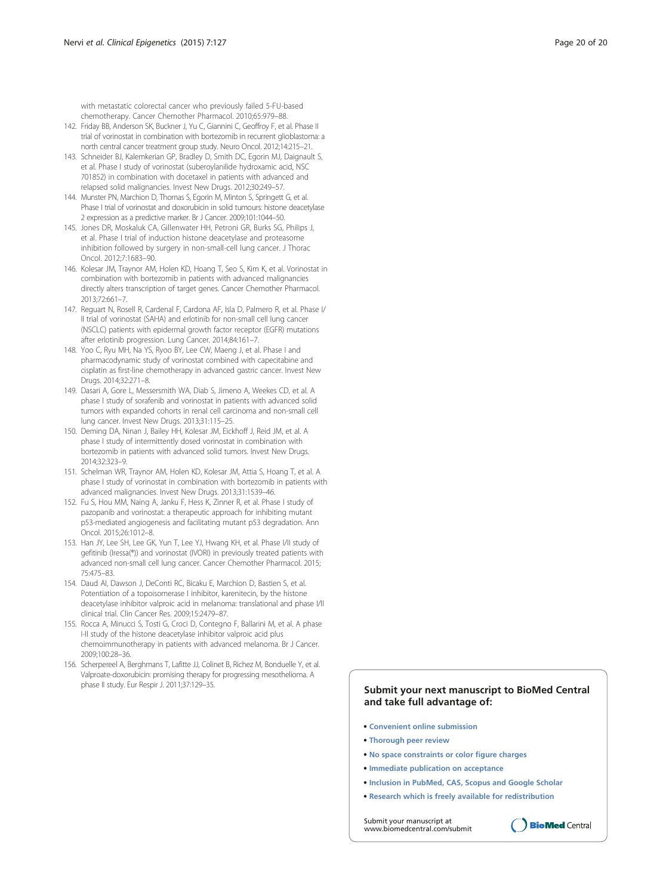with metastatic colorectal cancer who previously failed 5-FU-based chemotherapy. Cancer Chemother Pharmacol. 2010;65:979–88.

142. Friday BB, Anderson SK, Buckner J, Yu C, Giannini C, Geoffroy F, et al. Phase II trial of vorinostat in combination with bortezomib in recurrent glioblastoma: a north central cancer treatment group study. Neuro Oncol. 2012;14:215–21.
143. Schneider BJ, Kalemkerian GP, Bradley D, Smith DC, Egorin MJ, Daignault S, et al. Phase I study of vorinostat (suberoylanilide hydroxamic acid, NSC 701852) in combination with docetaxel in patients with advanced and relapsed solid malignancies. Invest New Drugs. 2012;30:249–57.
144. Munster PN, Marchion D, Thomas S, Egorin M, Minton S, Springett G, et al. Phase I trial of vorinostat and doxorubicin in solid tumours: histone deacetylase 2 expression as a predictive marker. Br J Cancer. 2009;101:1044–50.
145. Jones DR, Moskaluk CA, Gillenwater HH, Petroni GR, Burks SG, Philips J, et al. Phase I trial of induction histone deacetylase and proteasome inhibition followed by surgery in non-small-cell lung cancer. J Thorac Oncol. 2012;7:1683–90.
146. Kolesar JM, Traynor AM, Holen KD, Hoang T, Seo S, Kim K, et al. Vorinostat in combination with bortezomib in patients with advanced malignancies directly alters transcription of target genes. Cancer Chemother Pharmacol. 2013;72:661–7.
147. Reguart N, Rosell R, Cardenal F, Cardona AF, Isla D, Palmero R, et al. Phase I/II trial of vorinostat (SAHA) and erlotinib for non-small cell lung cancer (NSCLC) patients with epidermal growth factor receptor (EGFR) mutations after erlotinib progression. Lung Cancer. 2014;84:161–7.
148. Yoo C, Ryu MH, Na YS, Ryoo BY, Lee CW, Maeng J, et al. Phase I and pharmacodynamic study of vorinostat combined with capecitabine and cisplatin as first-line chemotherapy in advanced gastric cancer. Invest New Drugs. 2014;32:271–8.
149. Dasari A, Gore L, Messersmith WA, Diab S, Jimeno A, Weekes CD, et al. A phase I study of sorafenib and vorinostat in patients with advanced solid tumors with expanded cohorts in renal cell carcinoma and non-small cell lung cancer. Invest New Drugs. 2013;31:115–25.
150. Deming DA, Ninan J, Bailey HH, Kolesar JM, Eickhoff J, Reid JM, et al. A phase I study of intermittently dosed vorinostat in combination with bortezomib in patients with advanced solid tumors. Invest New Drugs. 2014;32:323–9.
151. Schelman WR, Traynor AM, Holen KD, Kolesar JM, Attia S, Hoang T, et al. A phase I study of vorinostat in combination with bortezomib in patients with advanced malignancies. Invest New Drugs. 2013;31:1539–46.
152. Fu S, Hou MM, Naing A, Janku F, Hess K, Zinner R, et al. Phase I study of pazopanib and vorinostat: a therapeutic approach for inhibiting mutant p53-mediated angiogenesis and facilitating mutant p53 degradation. Ann Oncol. 2015;26:1012–8.
153. Han JY, Lee SH, Lee GK, Yun T, Lee YJ, Hwang KH, et al. Phase I/II study of gefitinib (Iressa(®)) and vorinostat (IVORI) in previously treated patients with advanced non-small cell lung cancer. Cancer Chemother Pharmacol. 2015; 75:475–83.
154. Daud AI, Dawson J, DeConti RC, Bicaku E, Marchion D, Bastien S, et al. Potentiation of a topoisomerase I inhibitor, karenitecin, by the histone deacetylase inhibitor valproic acid in melanoma: translational and phase I/II clinical trial. Clin Cancer Res. 2009;15:2479–87.
155. Rocca A, Minucci S, Tosti G, Croci D, Contegno F, Ballarini M, et al. A phase I-II study of the histone deacetylase inhibitor valproic acid plus chemoimmunotherapy in patients with advanced melanoma. Br J Cancer. 2009;100:28–36.
156. Scherpereel A, Berghmans T, Lafitte JJ, Colinet B, Richez M, Bonduelle Y, et al. Valproate-doxorubicin: promising therapy for progressing mesothelioma. A phase II study. Eur Respir J. 2011;37:129–35.

**Submit your next manuscript to BioMed Central and take full advantage of:**

- **Convenient online submission**
- **Thorough peer review**
- **No space constraints or color figure charges**
- **Immediate publication on acceptance**
- **Inclusion in PubMed, CAS, Scopus and Google Scholar**
- **Research which is freely available for redistribution**

Submit your manuscript at
www.biomedcentral.com/submit

BioMed Central